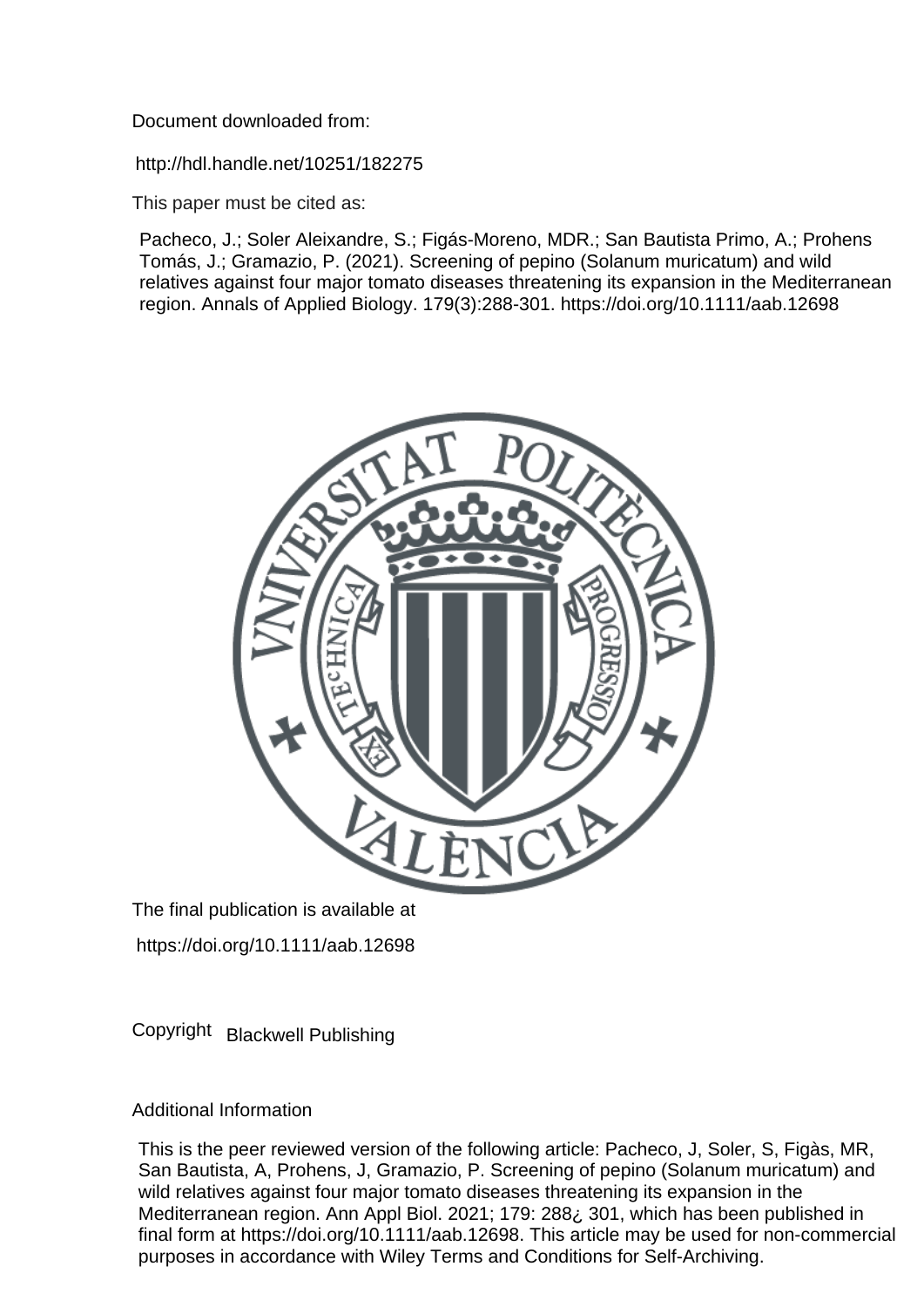Document downloaded from:

http://hdl.handle.net/10251/182275

This paper must be cited as:

Pacheco, J.; Soler Aleixandre, S.; Figás-Moreno, MDR.; San Bautista Primo, A.; Prohens Tomás, J.; Gramazio, P. (2021). Screening of pepino (Solanum muricatum) and wild relatives against four major tomato diseases threatening its expansion in the Mediterranean region. Annals of Applied Biology. 179(3):288-301. https://doi.org/10.1111/aab.12698

The final publication is available at

https://doi.org/10.1111/aab.12698

Copyright Blackwell Publishing

Additional Information

This is the peer reviewed version of the following article: Pacheco, J, Soler, S, Figàs, MR, San Bautista, A, Prohens, J, Gramazio, P. Screening of pepino (Solanum muricatum) and wild relatives against four major tomato diseases threatening its expansion in the Mediterranean region. Ann Appl Biol. 2021; 179: 288¿ 301, which has been published in final form at https://doi.org/10.1111/aab.12698. This article may be used for non-commercial purposes in accordance with Wiley Terms and Conditions for Self-Archiving.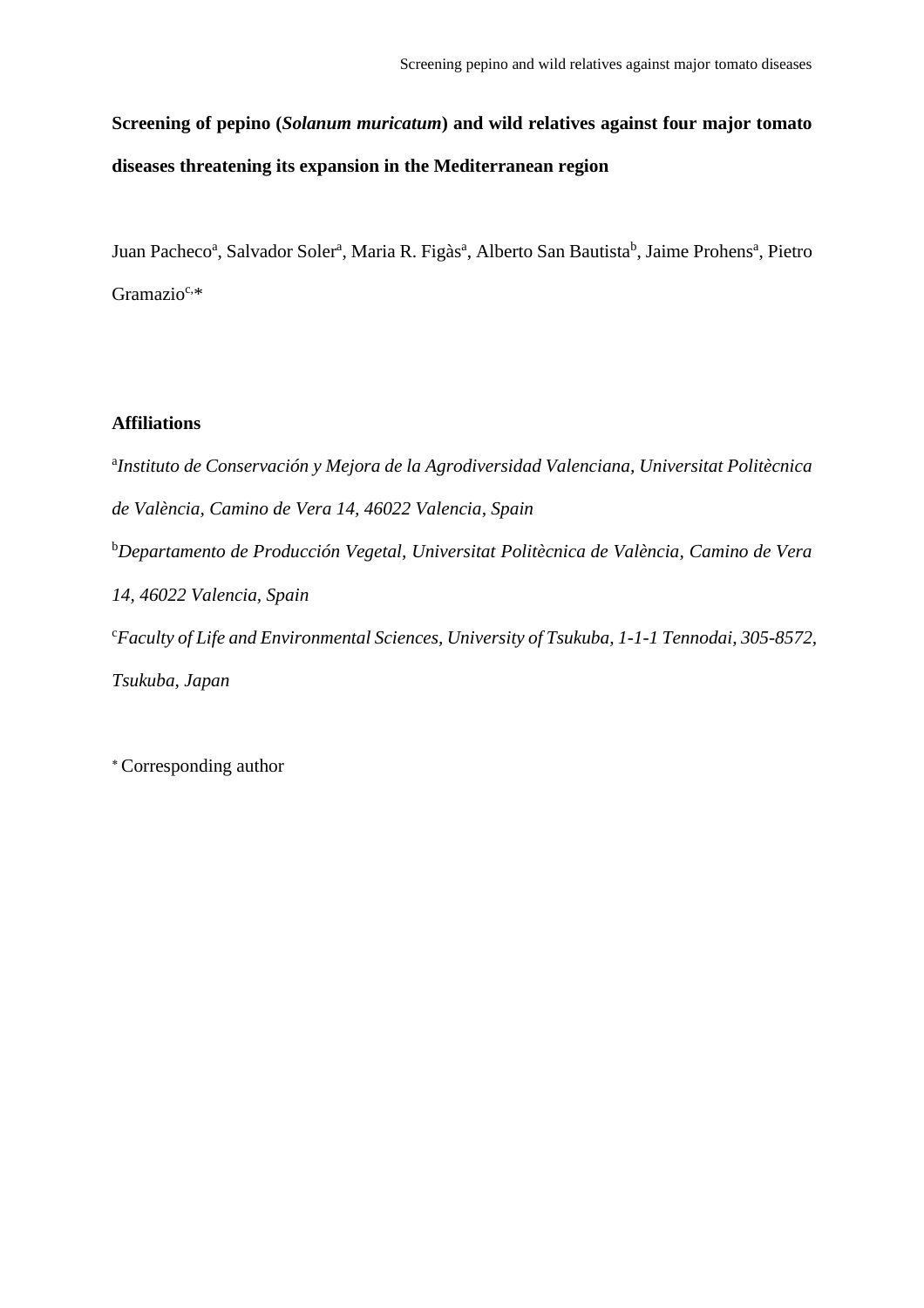**Screening of pepino (*Solanum muricatum*) and wild relatives against four major tomato diseases threatening its expansion in the Mediterranean region**

Juan Pacheco[a], Salvador Soler[a], Maria R. Figàs[a], Alberto San Bautista[b], Jaime Prohens[a], Pietro Gramazio[c,]*

**Affiliations**

[a]*Instituto de Conservación y Mejora de la Agrodiversidad Valenciana, Universitat Politècnica de València, Camino de Vera 14, 46022 Valencia, Spain*

[b]*Departamento de Producción Vegetal, Universitat Politècnica de València, Camino de Vera 14, 46022 Valencia, Spain*

[c]*Faculty of Life and Environmental Sciences, University of Tsukuba, 1-1-1 Tennodai, 305-8572, Tsukuba, Japan*

* Corresponding author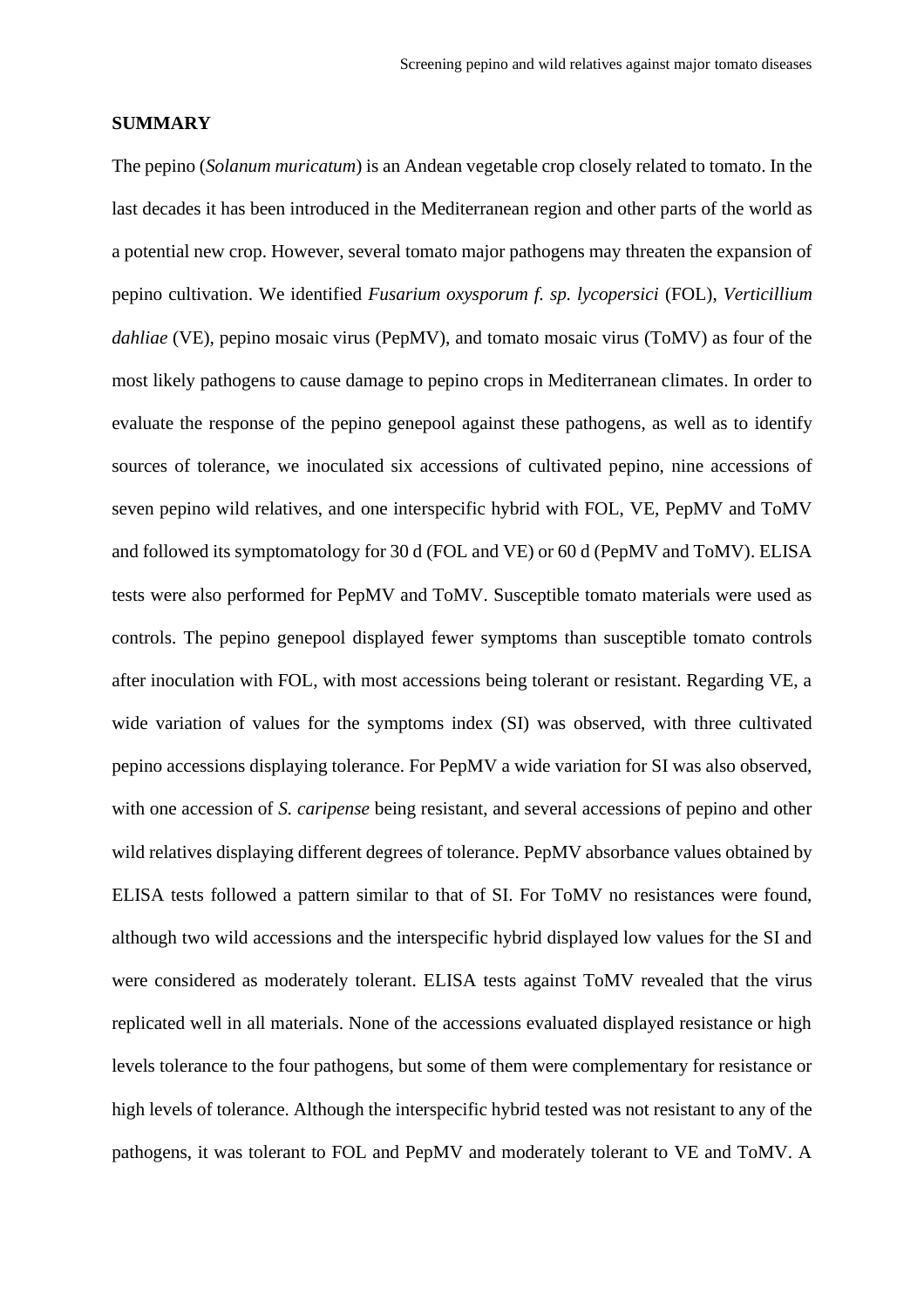## SUMMARY

The pepino (*Solanum muricatum*) is an Andean vegetable crop closely related to tomato. In the last decades it has been introduced in the Mediterranean region and other parts of the world as a potential new crop. However, several tomato major pathogens may threaten the expansion of pepino cultivation. We identified *Fusarium oxysporum f. sp. lycopersici* (FOL), *Verticillium dahliae* (VE), pepino mosaic virus (PepMV), and tomato mosaic virus (ToMV) as four of the most likely pathogens to cause damage to pepino crops in Mediterranean climates. In order to evaluate the response of the pepino genepool against these pathogens, as well as to identify sources of tolerance, we inoculated six accessions of cultivated pepino, nine accessions of seven pepino wild relatives, and one interspecific hybrid with FOL, VE, PepMV and ToMV and followed its symptomatology for 30 d (FOL and VE) or 60 d (PepMV and ToMV). ELISA tests were also performed for PepMV and ToMV. Susceptible tomato materials were used as controls. The pepino genepool displayed fewer symptoms than susceptible tomato controls after inoculation with FOL, with most accessions being tolerant or resistant. Regarding VE, a wide variation of values for the symptoms index (SI) was observed, with three cultivated pepino accessions displaying tolerance. For PepMV a wide variation for SI was also observed, with one accession of *S. caripense* being resistant, and several accessions of pepino and other wild relatives displaying different degrees of tolerance. PepMV absorbance values obtained by ELISA tests followed a pattern similar to that of SI. For ToMV no resistances were found, although two wild accessions and the interspecific hybrid displayed low values for the SI and were considered as moderately tolerant. ELISA tests against ToMV revealed that the virus replicated well in all materials. None of the accessions evaluated displayed resistance or high levels tolerance to the four pathogens, but some of them were complementary for resistance or high levels of tolerance. Although the interspecific hybrid tested was not resistant to any of the pathogens, it was tolerant to FOL and PepMV and moderately tolerant to VE and ToMV. A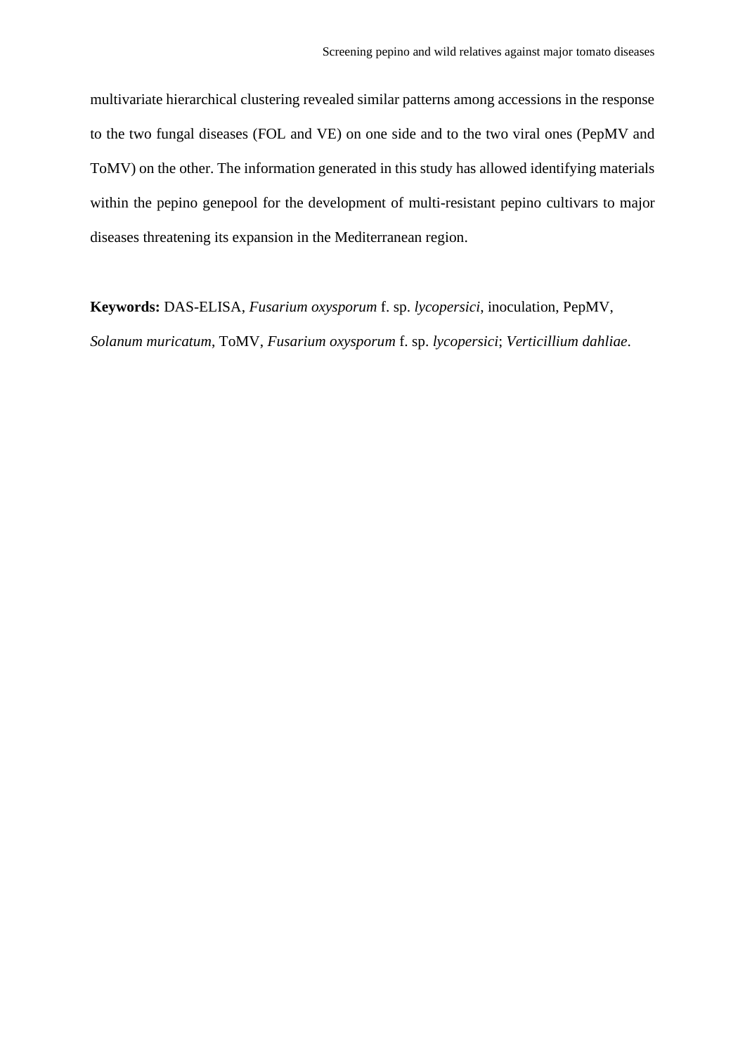multivariate hierarchical clustering revealed similar patterns among accessions in the response to the two fungal diseases (FOL and VE) on one side and to the two viral ones (PepMV and ToMV) on the other. The information generated in this study has allowed identifying materials within the pepino genepool for the development of multi-resistant pepino cultivars to major diseases threatening its expansion in the Mediterranean region.

**Keywords:** DAS-ELISA, *Fusarium oxysporum* f. sp. *lycopersici*, inoculation, PepMV, *Solanum muricatum*, ToMV, *Fusarium oxysporum* f. sp. *lycopersici*; *Verticillium dahliae*.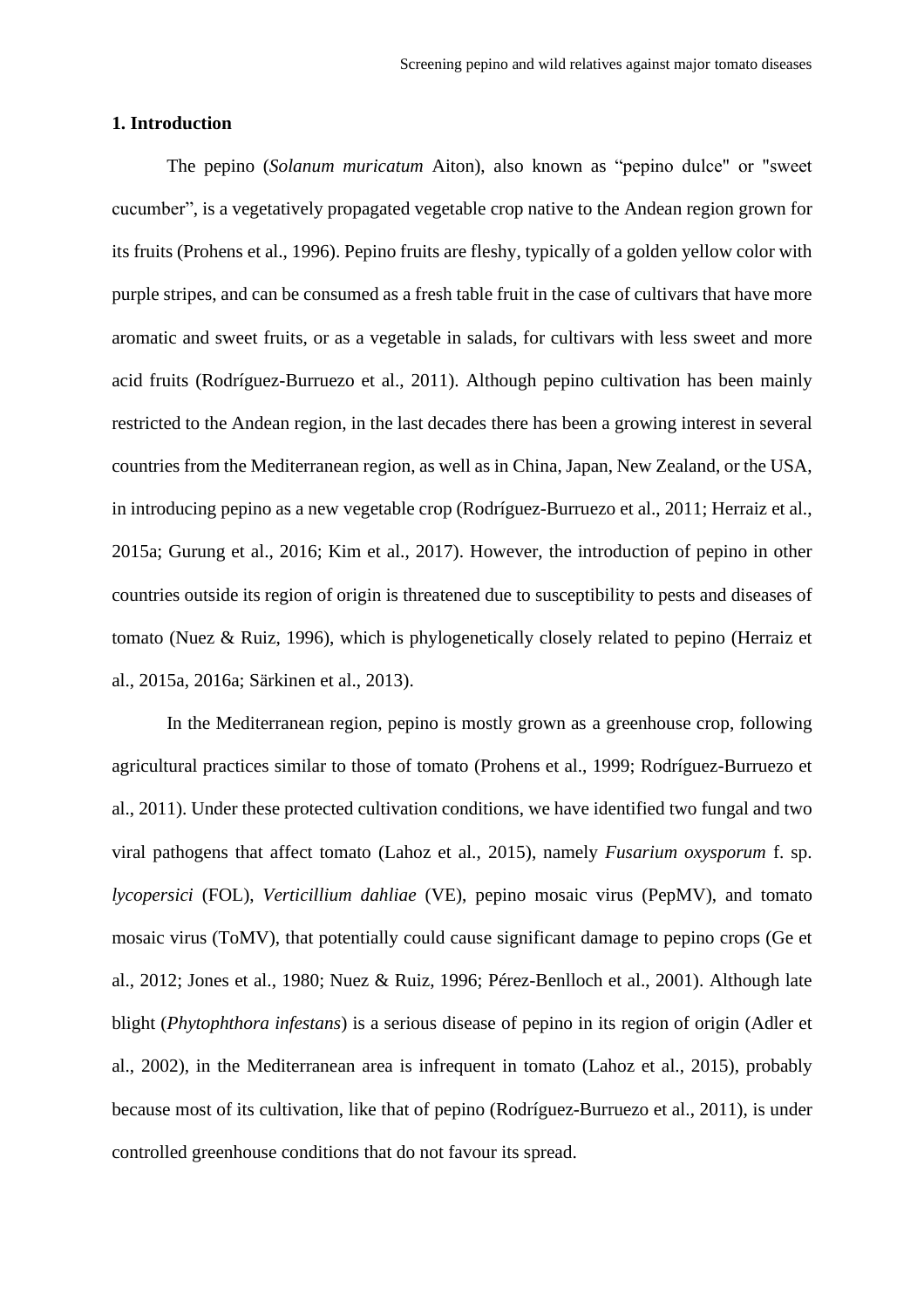## 1. Introduction

The pepino (*Solanum muricatum* Aiton), also known as "pepino dulce" or "sweet cucumber", is a vegetatively propagated vegetable crop native to the Andean region grown for its fruits (Prohens et al., 1996). Pepino fruits are fleshy, typically of a golden yellow color with purple stripes, and can be consumed as a fresh table fruit in the case of cultivars that have more aromatic and sweet fruits, or as a vegetable in salads, for cultivars with less sweet and more acid fruits (Rodríguez-Burruezo et al., 2011). Although pepino cultivation has been mainly restricted to the Andean region, in the last decades there has been a growing interest in several countries from the Mediterranean region, as well as in China, Japan, New Zealand, or the USA, in introducing pepino as a new vegetable crop (Rodríguez-Burruezo et al., 2011; Herraiz et al., 2015a; Gurung et al., 2016; Kim et al., 2017). However, the introduction of pepino in other countries outside its region of origin is threatened due to susceptibility to pests and diseases of tomato (Nuez & Ruiz, 1996), which is phylogenetically closely related to pepino (Herraiz et al., 2015a, 2016a; Särkinen et al., 2013).

In the Mediterranean region, pepino is mostly grown as a greenhouse crop, following agricultural practices similar to those of tomato (Prohens et al., 1999; Rodríguez-Burruezo et al., 2011). Under these protected cultivation conditions, we have identified two fungal and two viral pathogens that affect tomato (Lahoz et al., 2015), namely *Fusarium oxysporum* f. sp. *lycopersici* (FOL), *Verticillium dahliae* (VE), pepino mosaic virus (PepMV), and tomato mosaic virus (ToMV), that potentially could cause significant damage to pepino crops (Ge et al., 2012; Jones et al., 1980; Nuez & Ruiz, 1996; Pérez-Benlloch et al., 2001). Although late blight (*Phytophthora infestans*) is a serious disease of pepino in its region of origin (Adler et al., 2002), in the Mediterranean area is infrequent in tomato (Lahoz et al., 2015), probably because most of its cultivation, like that of pepino (Rodríguez-Burruezo et al., 2011), is under controlled greenhouse conditions that do not favour its spread.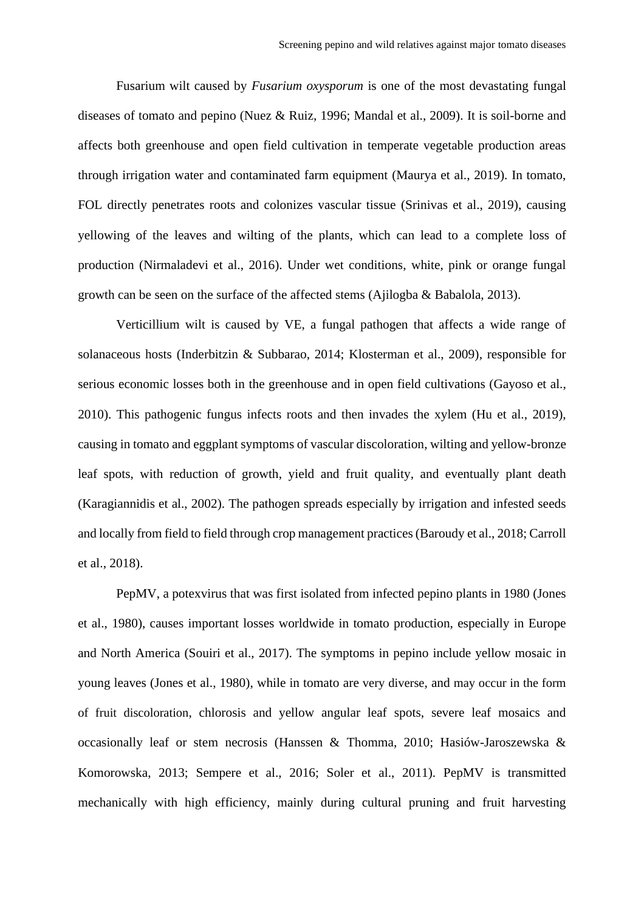Fusarium wilt caused by *Fusarium oxysporum* is one of the most devastating fungal diseases of tomato and pepino (Nuez & Ruiz, 1996; Mandal et al., 2009). It is soil-borne and affects both greenhouse and open field cultivation in temperate vegetable production areas through irrigation water and contaminated farm equipment (Maurya et al., 2019). In tomato, FOL directly penetrates roots and colonizes vascular tissue (Srinivas et al., 2019), causing yellowing of the leaves and wilting of the plants, which can lead to a complete loss of production (Nirmaladevi et al., 2016). Under wet conditions, white, pink or orange fungal growth can be seen on the surface of the affected stems (Ajilogba & Babalola, 2013).

Verticillium wilt is caused by VE, a fungal pathogen that affects a wide range of solanaceous hosts (Inderbitzin & Subbarao, 2014; Klosterman et al., 2009), responsible for serious economic losses both in the greenhouse and in open field cultivations (Gayoso et al., 2010). This pathogenic fungus infects roots and then invades the xylem (Hu et al., 2019), causing in tomato and eggplant symptoms of vascular discoloration, wilting and yellow-bronze leaf spots, with reduction of growth, yield and fruit quality, and eventually plant death (Karagiannidis et al., 2002). The pathogen spreads especially by irrigation and infested seeds and locally from field to field through crop management practices (Baroudy et al., 2018; Carroll et al., 2018).

PepMV, a potexvirus that was first isolated from infected pepino plants in 1980 (Jones et al., 1980), causes important losses worldwide in tomato production, especially in Europe and North America (Souiri et al., 2017). The symptoms in pepino include yellow mosaic in young leaves (Jones et al., 1980), while in tomato are very diverse, and may occur in the form of fruit discoloration, chlorosis and yellow angular leaf spots, severe leaf mosaics and occasionally leaf or stem necrosis (Hanssen & Thomma, 2010; Hasiów-Jaroszewska & Komorowska, 2013; Sempere et al., 2016; Soler et al., 2011). PepMV is transmitted mechanically with high efficiency, mainly during cultural pruning and fruit harvesting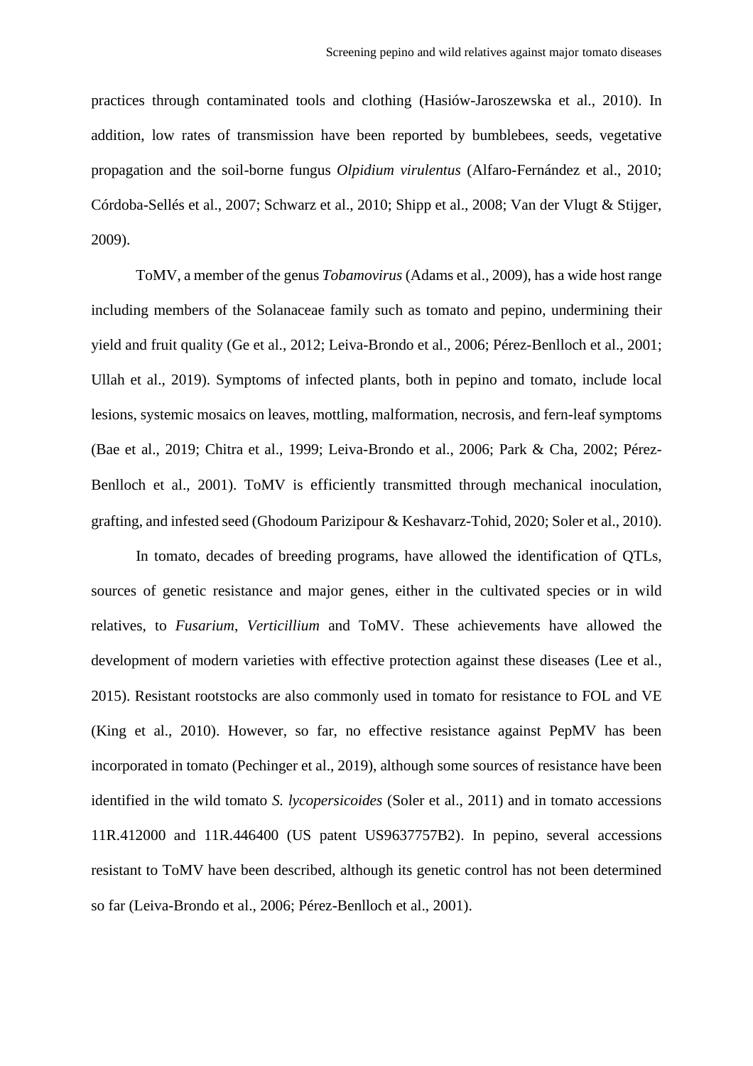practices through contaminated tools and clothing (Hasiów-Jaroszewska et al., 2010). In addition, low rates of transmission have been reported by bumblebees, seeds, vegetative propagation and the soil-borne fungus *Olpidium virulentus* (Alfaro-Fernández et al., 2010; Córdoba-Sellés et al., 2007; Schwarz et al., 2010; Shipp et al., 2008; Van der Vlugt & Stijger, 2009).

ToMV, a member of the genus *Tobamovirus* (Adams et al., 2009), has a wide host range including members of the Solanaceae family such as tomato and pepino, undermining their yield and fruit quality (Ge et al., 2012; Leiva-Brondo et al., 2006; Pérez-Benlloch et al., 2001; Ullah et al., 2019). Symptoms of infected plants, both in pepino and tomato, include local lesions, systemic mosaics on leaves, mottling, malformation, necrosis, and fern-leaf symptoms (Bae et al., 2019; Chitra et al., 1999; Leiva-Brondo et al., 2006; Park & Cha, 2002; Pérez-Benlloch et al., 2001). ToMV is efficiently transmitted through mechanical inoculation, grafting, and infested seed (Ghodoum Parizipour & Keshavarz-Tohid, 2020; Soler et al., 2010).

In tomato, decades of breeding programs, have allowed the identification of QTLs, sources of genetic resistance and major genes, either in the cultivated species or in wild relatives, to *Fusarium*, *Verticillium* and ToMV. These achievements have allowed the development of modern varieties with effective protection against these diseases (Lee et al., 2015). Resistant rootstocks are also commonly used in tomato for resistance to FOL and VE (King et al., 2010). However, so far, no effective resistance against PepMV has been incorporated in tomato (Pechinger et al., 2019), although some sources of resistance have been identified in the wild tomato *S. lycopersicoides* (Soler et al., 2011) and in tomato accessions 11R.412000 and 11R.446400 (US patent US9637757B2). In pepino, several accessions resistant to ToMV have been described, although its genetic control has not been determined so far (Leiva-Brondo et al., 2006; Pérez-Benlloch et al., 2001).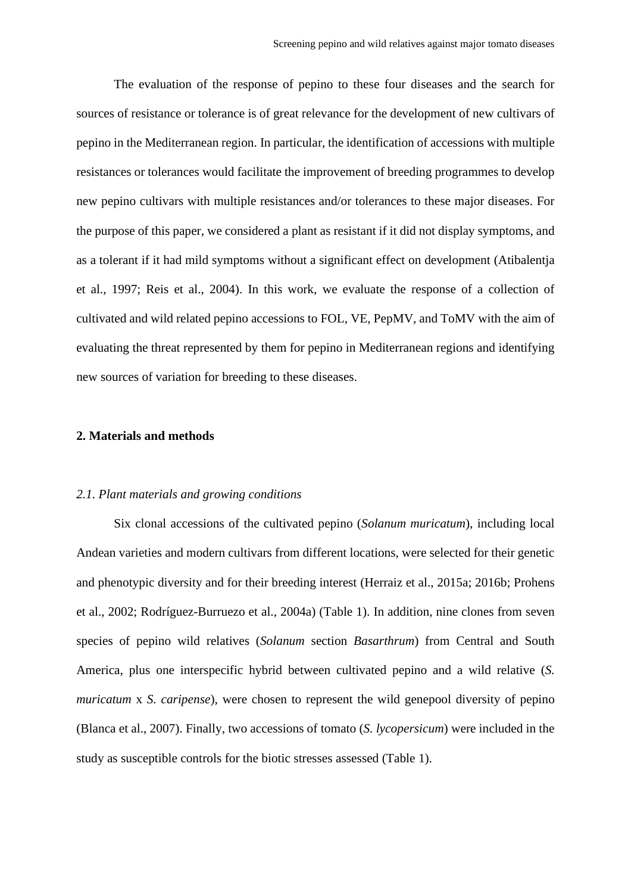The evaluation of the response of pepino to these four diseases and the search for sources of resistance or tolerance is of great relevance for the development of new cultivars of pepino in the Mediterranean region. In particular, the identification of accessions with multiple resistances or tolerances would facilitate the improvement of breeding programmes to develop new pepino cultivars with multiple resistances and/or tolerances to these major diseases. For the purpose of this paper, we considered a plant as resistant if it did not display symptoms, and as a tolerant if it had mild symptoms without a significant effect on development (Atibalentja et al., 1997; Reis et al., 2004). In this work, we evaluate the response of a collection of cultivated and wild related pepino accessions to FOL, VE, PepMV, and ToMV with the aim of evaluating the threat represented by them for pepino in Mediterranean regions and identifying new sources of variation for breeding to these diseases.

## 2. Materials and methods

### *2.1. Plant materials and growing conditions*

Six clonal accessions of the cultivated pepino (*Solanum muricatum*), including local Andean varieties and modern cultivars from different locations, were selected for their genetic and phenotypic diversity and for their breeding interest (Herraiz et al., 2015a; 2016b; Prohens et al., 2002; Rodríguez-Burruezo et al., 2004a) (Table 1). In addition, nine clones from seven species of pepino wild relatives (*Solanum* section *Basarthrum*) from Central and South America, plus one interspecific hybrid between cultivated pepino and a wild relative (*S. muricatum* x *S. caripense*), were chosen to represent the wild genepool diversity of pepino (Blanca et al., 2007). Finally, two accessions of tomato (*S. lycopersicum*) were included in the study as susceptible controls for the biotic stresses assessed (Table 1).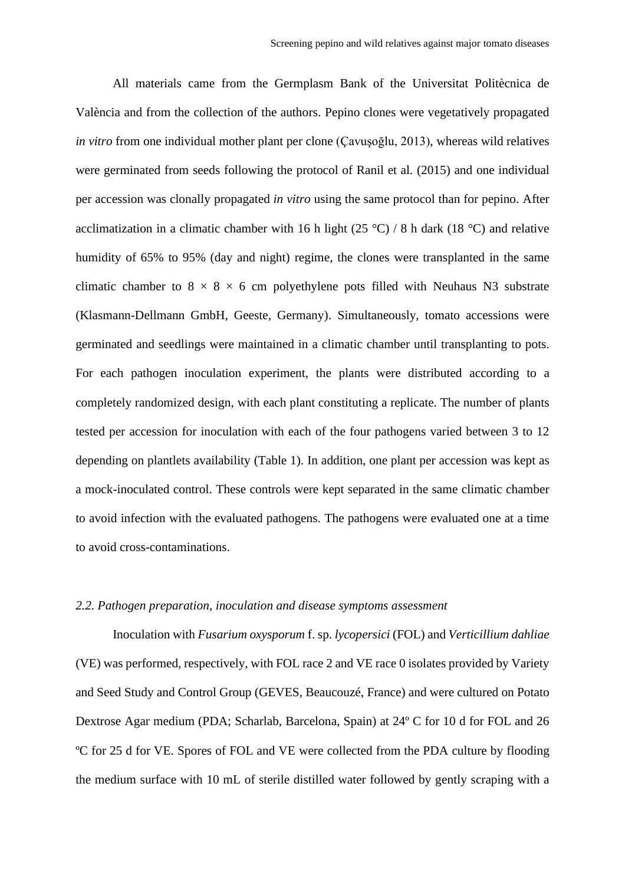All materials came from the Germplasm Bank of the Universitat Politècnica de València and from the collection of the authors. Pepino clones were vegetatively propagated *in vitro* from one individual mother plant per clone (Çavuşoğlu, 2013), whereas wild relatives were germinated from seeds following the protocol of Ranil et al. (2015) and one individual per accession was clonally propagated *in vitro* using the same protocol than for pepino. After acclimatization in a climatic chamber with 16 h light (25 °C) / 8 h dark (18 °C) and relative humidity of 65% to 95% (day and night) regime, the clones were transplanted in the same climatic chamber to 8 × 8 × 6 cm polyethylene pots filled with Neuhaus N3 substrate (Klasmann-Dellmann GmbH, Geeste, Germany). Simultaneously, tomato accessions were germinated and seedlings were maintained in a climatic chamber until transplanting to pots. For each pathogen inoculation experiment, the plants were distributed according to a completely randomized design, with each plant constituting a replicate. The number of plants tested per accession for inoculation with each of the four pathogens varied between 3 to 12 depending on plantlets availability (Table 1). In addition, one plant per accession was kept as a mock-inoculated control. These controls were kept separated in the same climatic chamber to avoid infection with the evaluated pathogens. The pathogens were evaluated one at a time to avoid cross-contaminations.

### *2.2. Pathogen preparation, inoculation and disease symptoms assessment*

Inoculation with *Fusarium oxysporum* f. sp. *lycopersici* (FOL) and *Verticillium dahliae* (VE) was performed, respectively, with FOL race 2 and VE race 0 isolates provided by Variety and Seed Study and Control Group (GEVES, Beaucouzé, France) and were cultured on Potato Dextrose Agar medium (PDA; Scharlab, Barcelona, Spain) at 24º C for 10 d for FOL and 26 ºC for 25 d for VE. Spores of FOL and VE were collected from the PDA culture by flooding the medium surface with 10 mL of sterile distilled water followed by gently scraping with a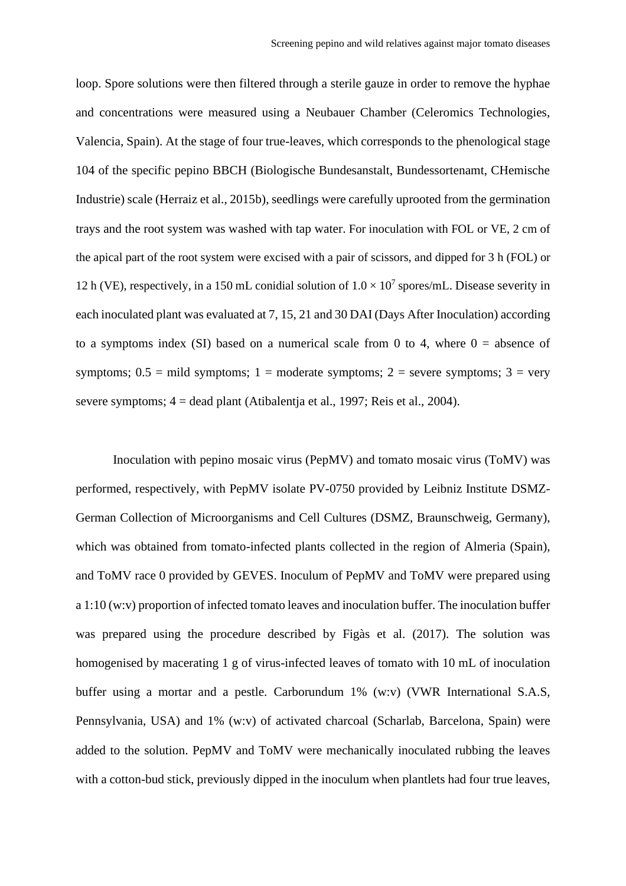loop. Spore solutions were then filtered through a sterile gauze in order to remove the hyphae and concentrations were measured using a Neubauer Chamber (Celeromics Technologies, Valencia, Spain). At the stage of four true-leaves, which corresponds to the phenological stage 104 of the specific pepino BBCH (Biologische Bundesanstalt, Bundessortenamt, CHemische Industrie) scale (Herraiz et al., 2015b), seedlings were carefully uprooted from the germination trays and the root system was washed with tap water. For inoculation with FOL or VE, 2 cm of the apical part of the root system were excised with a pair of scissors, and dipped for 3 h (FOL) or 12 h (VE), respectively, in a 150 mL conidial solution of $1.0 \times 10^7$ spores/mL. Disease severity in each inoculated plant was evaluated at 7, 15, 21 and 30 DAI (Days After Inoculation) according to a symptoms index (SI) based on a numerical scale from 0 to 4, where 0 = absence of symptoms; 0.5 = mild symptoms; 1 = moderate symptoms; 2 = severe symptoms; 3 = very severe symptoms; 4 = dead plant (Atibalentja et al., 1997; Reis et al., 2004).

Inoculation with pepino mosaic virus (PepMV) and tomato mosaic virus (ToMV) was performed, respectively, with PepMV isolate PV-0750 provided by Leibniz Institute DSMZ-German Collection of Microorganisms and Cell Cultures (DSMZ, Braunschweig, Germany), which was obtained from tomato-infected plants collected in the region of Almeria (Spain), and ToMV race 0 provided by GEVES. Inoculum of PepMV and ToMV were prepared using a 1:10 (w:v) proportion of infected tomato leaves and inoculation buffer. The inoculation buffer was prepared using the procedure described by Figàs et al. (2017). The solution was homogenised by macerating 1 g of virus-infected leaves of tomato with 10 mL of inoculation buffer using a mortar and a pestle. Carborundum 1% (w:v) (VWR International S.A.S, Pennsylvania, USA) and 1% (w:v) of activated charcoal (Scharlab, Barcelona, Spain) were added to the solution. PepMV and ToMV were mechanically inoculated rubbing the leaves with a cotton-bud stick, previously dipped in the inoculum when plantlets had four true leaves,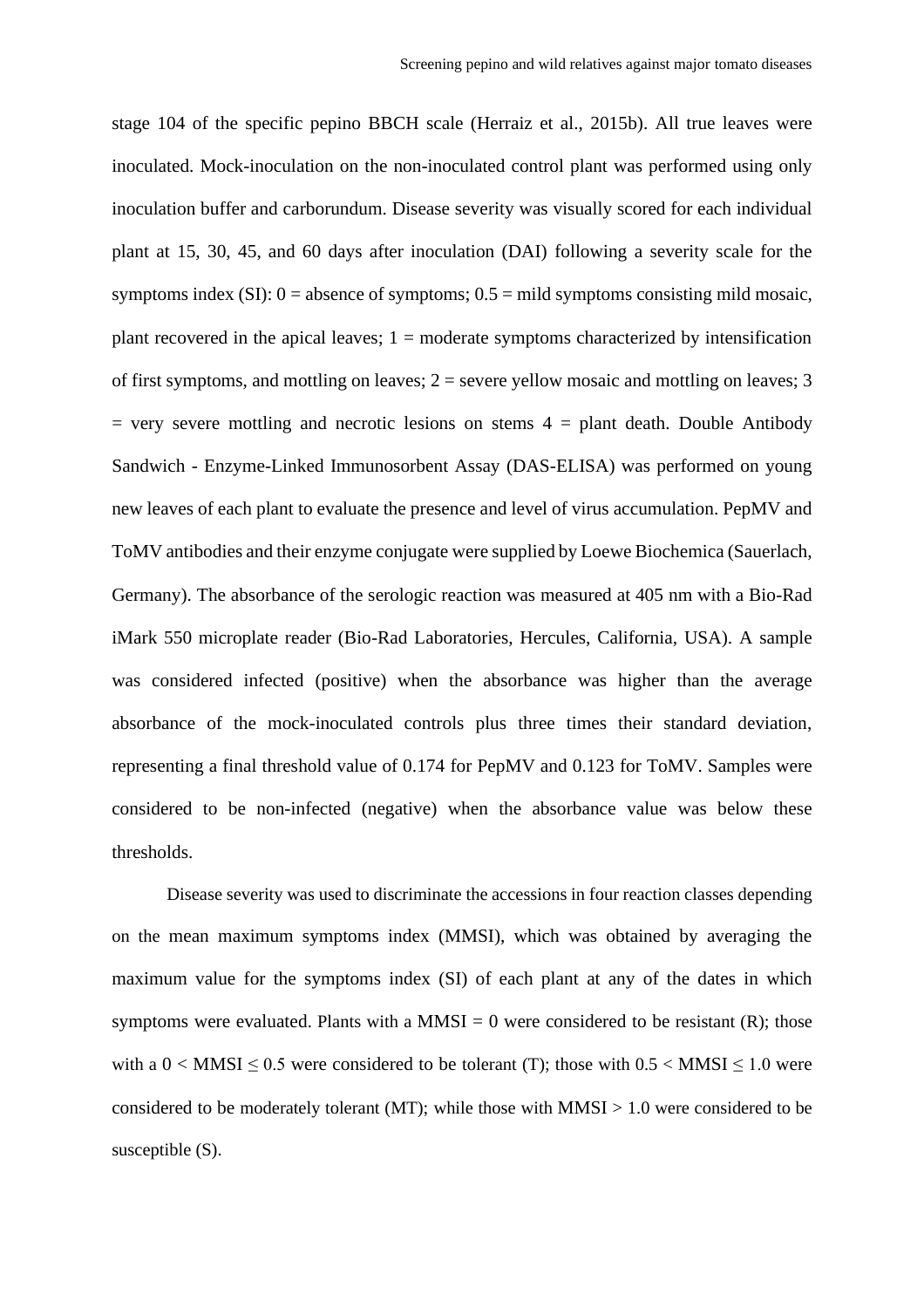stage 104 of the specific pepino BBCH scale (Herraiz et al., 2015b). All true leaves were inoculated. Mock-inoculation on the non-inoculated control plant was performed using only inoculation buffer and carborundum. Disease severity was visually scored for each individual plant at 15, 30, 45, and 60 days after inoculation (DAI) following a severity scale for the symptoms index (SI): 0 = absence of symptoms; 0.5 = mild symptoms consisting mild mosaic, plant recovered in the apical leaves; 1 = moderate symptoms characterized by intensification of first symptoms, and mottling on leaves; 2 = severe yellow mosaic and mottling on leaves; 3 = very severe mottling and necrotic lesions on stems 4 = plant death. Double Antibody Sandwich - Enzyme-Linked Immunosorbent Assay (DAS-ELISA) was performed on young new leaves of each plant to evaluate the presence and level of virus accumulation. PepMV and ToMV antibodies and their enzyme conjugate were supplied by Loewe Biochemica (Sauerlach, Germany). The absorbance of the serologic reaction was measured at 405 nm with a Bio-Rad iMark 550 microplate reader (Bio-Rad Laboratories, Hercules, California, USA). A sample was considered infected (positive) when the absorbance was higher than the average absorbance of the mock-inoculated controls plus three times their standard deviation, representing a final threshold value of 0.174 for PepMV and 0.123 for ToMV. Samples were considered to be non-infected (negative) when the absorbance value was below these thresholds.

Disease severity was used to discriminate the accessions in four reaction classes depending on the mean maximum symptoms index (MMSI), which was obtained by averaging the maximum value for the symptoms index (SI) of each plant at any of the dates in which symptoms were evaluated. Plants with a MMSI = 0 were considered to be resistant (R); those with a $0 < \text{MMSI} \leq 0.5$ were considered to be tolerant (T); those with $0.5 < \text{MMSI} \leq 1.0$ were considered to be moderately tolerant (MT); while those with $\text{MMSI} > 1.0$ were considered to be susceptible (S).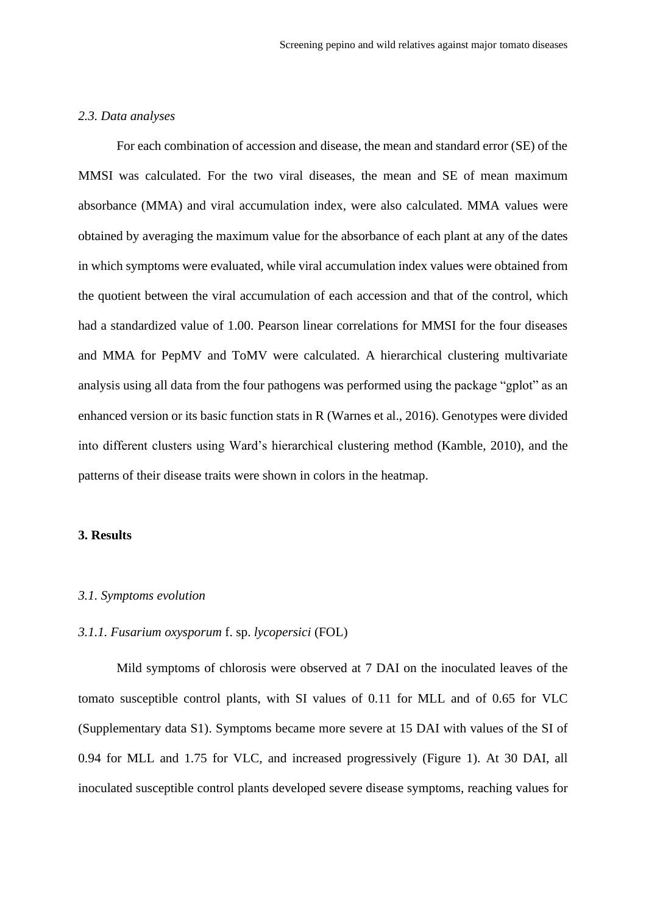### *2.3. Data analyses*

For each combination of accession and disease, the mean and standard error (SE) of the MMSI was calculated. For the two viral diseases, the mean and SE of mean maximum absorbance (MMA) and viral accumulation index, were also calculated. MMA values were obtained by averaging the maximum value for the absorbance of each plant at any of the dates in which symptoms were evaluated, while viral accumulation index values were obtained from the quotient between the viral accumulation of each accession and that of the control, which had a standardized value of 1.00. Pearson linear correlations for MMSI for the four diseases and MMA for PepMV and ToMV were calculated. A hierarchical clustering multivariate analysis using all data from the four pathogens was performed using the package "gplot" as an enhanced version or its basic function stats in R (Warnes et al., 2016). Genotypes were divided into different clusters using Ward's hierarchical clustering method (Kamble, 2010), and the patterns of their disease traits were shown in colors in the heatmap.

## 3. Results

### *3.1. Symptoms evolution*

#### *3.1.1. Fusarium oxysporum* f. sp. *lycopersici* (FOL)

Mild symptoms of chlorosis were observed at 7 DAI on the inoculated leaves of the tomato susceptible control plants, with SI values of 0.11 for MLL and of 0.65 for VLC (Supplementary data S1). Symptoms became more severe at 15 DAI with values of the SI of 0.94 for MLL and 1.75 for VLC, and increased progressively (Figure 1). At 30 DAI, all inoculated susceptible control plants developed severe disease symptoms, reaching values for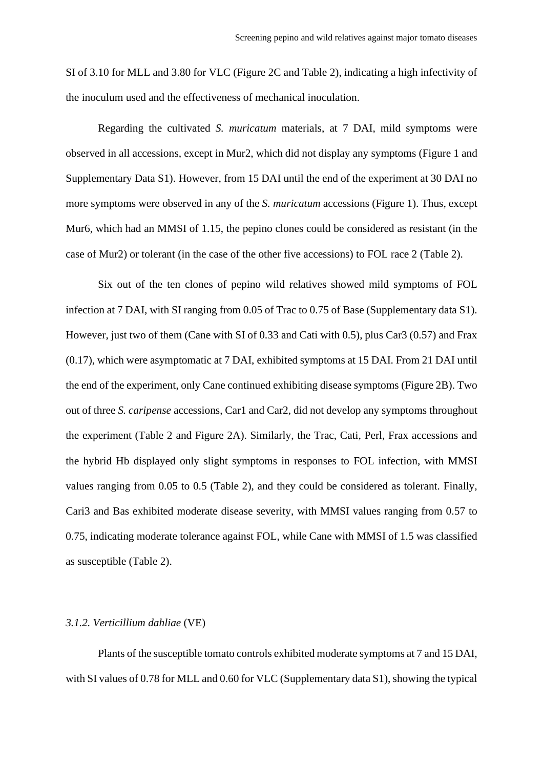SI of 3.10 for MLL and 3.80 for VLC (Figure 2C and Table 2), indicating a high infectivity of the inoculum used and the effectiveness of mechanical inoculation.

Regarding the cultivated *S. muricatum* materials, at 7 DAI, mild symptoms were observed in all accessions, except in Mur2, which did not display any symptoms (Figure 1 and Supplementary Data S1). However, from 15 DAI until the end of the experiment at 30 DAI no more symptoms were observed in any of the *S. muricatum* accessions (Figure 1). Thus, except Mur6, which had an MMSI of 1.15, the pepino clones could be considered as resistant (in the case of Mur2) or tolerant (in the case of the other five accessions) to FOL race 2 (Table 2).

Six out of the ten clones of pepino wild relatives showed mild symptoms of FOL infection at 7 DAI, with SI ranging from 0.05 of Trac to 0.75 of Base (Supplementary data S1). However, just two of them (Cane with SI of 0.33 and Cati with 0.5), plus Car3 (0.57) and Frax (0.17), which were asymptomatic at 7 DAI, exhibited symptoms at 15 DAI. From 21 DAI until the end of the experiment, only Cane continued exhibiting disease symptoms (Figure 2B). Two out of three *S. caripense* accessions, Car1 and Car2, did not develop any symptoms throughout the experiment (Table 2 and Figure 2A). Similarly, the Trac, Cati, Perl, Frax accessions and the hybrid Hb displayed only slight symptoms in responses to FOL infection, with MMSI values ranging from 0.05 to 0.5 (Table 2), and they could be considered as tolerant. Finally, Cari3 and Bas exhibited moderate disease severity, with MMSI values ranging from 0.57 to 0.75, indicating moderate tolerance against FOL, while Cane with MMSI of 1.5 was classified as susceptible (Table 2).

### *3.1.2. Verticillium dahliae* (VE)

Plants of the susceptible tomato controls exhibited moderate symptoms at 7 and 15 DAI, with SI values of 0.78 for MLL and 0.60 for VLC (Supplementary data S1), showing the typical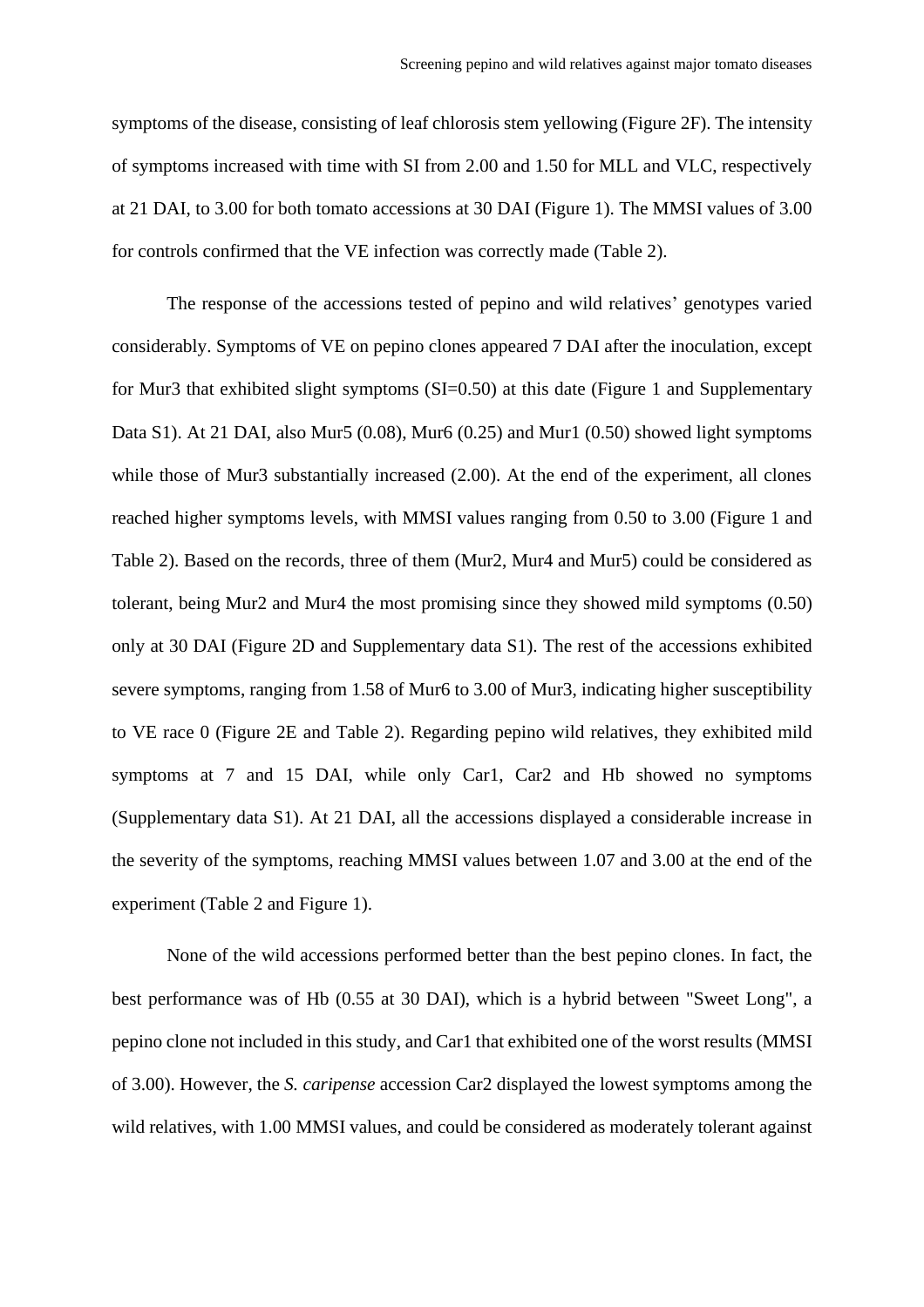symptoms of the disease, consisting of leaf chlorosis stem yellowing (Figure 2F). The intensity of symptoms increased with time with SI from 2.00 and 1.50 for MLL and VLC, respectively at 21 DAI, to 3.00 for both tomato accessions at 30 DAI (Figure 1). The MMSI values of 3.00 for controls confirmed that the VE infection was correctly made (Table 2).

The response of the accessions tested of pepino and wild relatives' genotypes varied considerably. Symptoms of VE on pepino clones appeared 7 DAI after the inoculation, except for Mur3 that exhibited slight symptoms (SI=0.50) at this date (Figure 1 and Supplementary Data S1). At 21 DAI, also Mur5 (0.08), Mur6 (0.25) and Mur1 (0.50) showed light symptoms while those of Mur3 substantially increased (2.00). At the end of the experiment, all clones reached higher symptoms levels, with MMSI values ranging from 0.50 to 3.00 (Figure 1 and Table 2). Based on the records, three of them (Mur2, Mur4 and Mur5) could be considered as tolerant, being Mur2 and Mur4 the most promising since they showed mild symptoms (0.50) only at 30 DAI (Figure 2D and Supplementary data S1). The rest of the accessions exhibited severe symptoms, ranging from 1.58 of Mur6 to 3.00 of Mur3, indicating higher susceptibility to VE race 0 (Figure 2E and Table 2). Regarding pepino wild relatives, they exhibited mild symptoms at 7 and 15 DAI, while only Car1, Car2 and Hb showed no symptoms (Supplementary data S1). At 21 DAI, all the accessions displayed a considerable increase in the severity of the symptoms, reaching MMSI values between 1.07 and 3.00 at the end of the experiment (Table 2 and Figure 1).

None of the wild accessions performed better than the best pepino clones. In fact, the best performance was of Hb (0.55 at 30 DAI), which is a hybrid between "Sweet Long", a pepino clone not included in this study, and Car1 that exhibited one of the worst results (MMSI of 3.00). However, the *S. caripense* accession Car2 displayed the lowest symptoms among the wild relatives, with 1.00 MMSI values, and could be considered as moderately tolerant against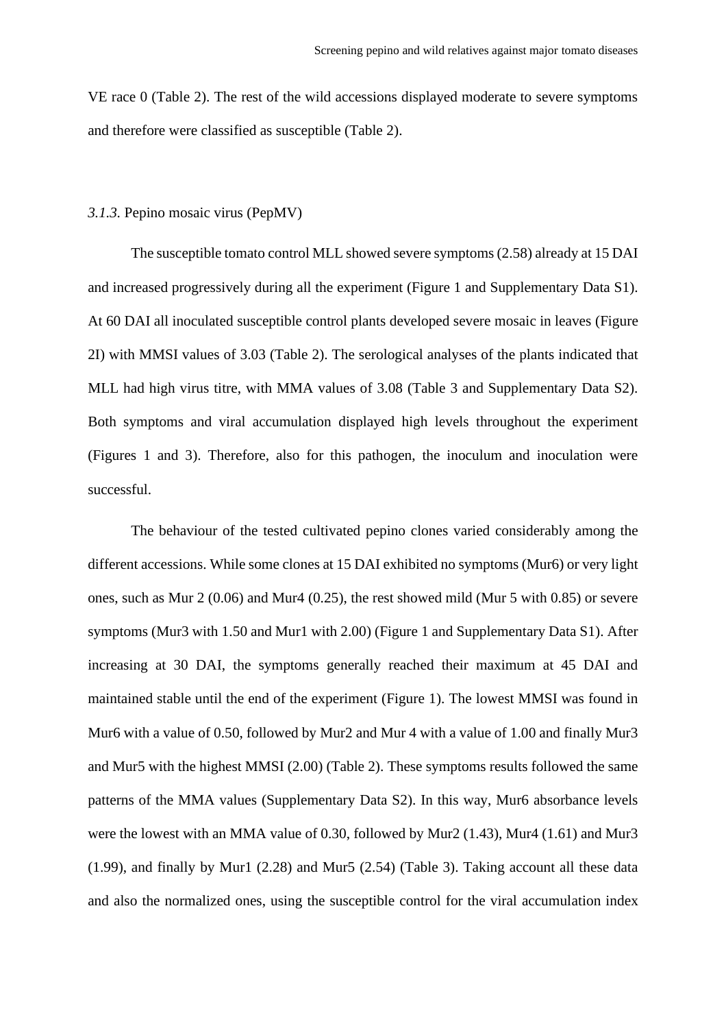VE race 0 (Table 2). The rest of the wild accessions displayed moderate to severe symptoms and therefore were classified as susceptible (Table 2).

### *3.1.3.* Pepino mosaic virus (PepMV)

The susceptible tomato control MLL showed severe symptoms (2.58) already at 15 DAI and increased progressively during all the experiment (Figure 1 and Supplementary Data S1). At 60 DAI all inoculated susceptible control plants developed severe mosaic in leaves (Figure 2I) with MMSI values of 3.03 (Table 2). The serological analyses of the plants indicated that MLL had high virus titre, with MMA values of 3.08 (Table 3 and Supplementary Data S2). Both symptoms and viral accumulation displayed high levels throughout the experiment (Figures 1 and 3). Therefore, also for this pathogen, the inoculum and inoculation were successful.

The behaviour of the tested cultivated pepino clones varied considerably among the different accessions. While some clones at 15 DAI exhibited no symptoms (Mur6) or very light ones, such as Mur 2 (0.06) and Mur4 (0.25), the rest showed mild (Mur 5 with 0.85) or severe symptoms (Mur3 with 1.50 and Mur1 with 2.00) (Figure 1 and Supplementary Data S1). After increasing at 30 DAI, the symptoms generally reached their maximum at 45 DAI and maintained stable until the end of the experiment (Figure 1). The lowest MMSI was found in Mur6 with a value of 0.50, followed by Mur2 and Mur 4 with a value of 1.00 and finally Mur3 and Mur5 with the highest MMSI (2.00) (Table 2). These symptoms results followed the same patterns of the MMA values (Supplementary Data S2). In this way, Mur6 absorbance levels were the lowest with an MMA value of 0.30, followed by Mur2 (1.43), Mur4 (1.61) and Mur3 (1.99), and finally by Mur1 (2.28) and Mur5 (2.54) (Table 3). Taking account all these data and also the normalized ones, using the susceptible control for the viral accumulation index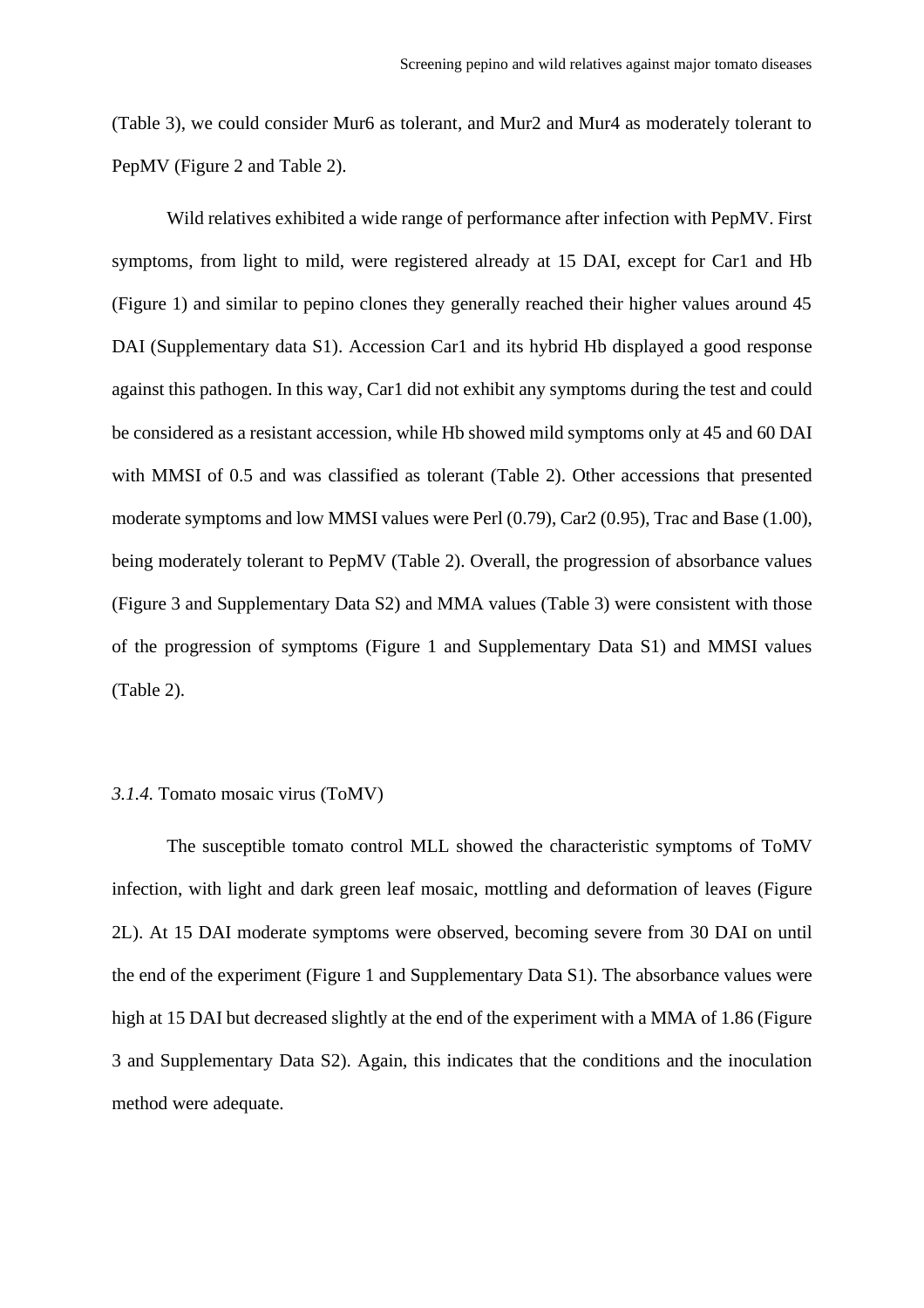(Table 3), we could consider Mur6 as tolerant, and Mur2 and Mur4 as moderately tolerant to PepMV (Figure 2 and Table 2).

Wild relatives exhibited a wide range of performance after infection with PepMV. First symptoms, from light to mild, were registered already at 15 DAI, except for Car1 and Hb (Figure 1) and similar to pepino clones they generally reached their higher values around 45 DAI (Supplementary data S1). Accession Car1 and its hybrid Hb displayed a good response against this pathogen. In this way, Car1 did not exhibit any symptoms during the test and could be considered as a resistant accession, while Hb showed mild symptoms only at 45 and 60 DAI with MMSI of 0.5 and was classified as tolerant (Table 2). Other accessions that presented moderate symptoms and low MMSI values were Perl (0.79), Car2 (0.95), Trac and Base (1.00), being moderately tolerant to PepMV (Table 2). Overall, the progression of absorbance values (Figure 3 and Supplementary Data S2) and MMA values (Table 3) were consistent with those of the progression of symptoms (Figure 1 and Supplementary Data S1) and MMSI values (Table 2).

### *3.1.4.* Tomato mosaic virus (ToMV)

The susceptible tomato control MLL showed the characteristic symptoms of ToMV infection, with light and dark green leaf mosaic, mottling and deformation of leaves (Figure 2L). At 15 DAI moderate symptoms were observed, becoming severe from 30 DAI on until the end of the experiment (Figure 1 and Supplementary Data S1). The absorbance values were high at 15 DAI but decreased slightly at the end of the experiment with a MMA of 1.86 (Figure 3 and Supplementary Data S2). Again, this indicates that the conditions and the inoculation method were adequate.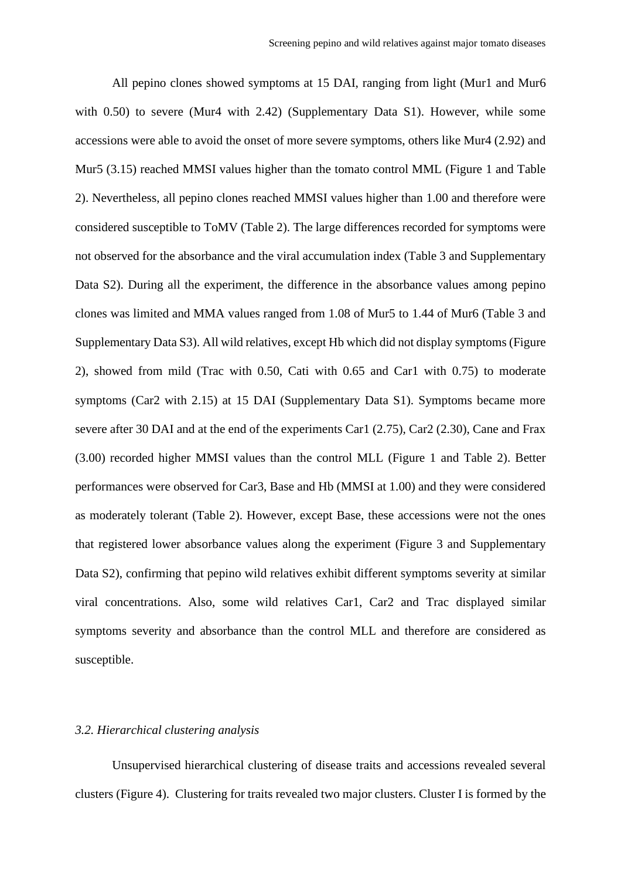All pepino clones showed symptoms at 15 DAI, ranging from light (Mur1 and Mur6 with 0.50) to severe (Mur4 with 2.42) (Supplementary Data S1). However, while some accessions were able to avoid the onset of more severe symptoms, others like Mur4 (2.92) and Mur5 (3.15) reached MMSI values higher than the tomato control MML (Figure 1 and Table 2). Nevertheless, all pepino clones reached MMSI values higher than 1.00 and therefore were considered susceptible to ToMV (Table 2). The large differences recorded for symptoms were not observed for the absorbance and the viral accumulation index (Table 3 and Supplementary Data S2). During all the experiment, the difference in the absorbance values among pepino clones was limited and MMA values ranged from 1.08 of Mur5 to 1.44 of Mur6 (Table 3 and Supplementary Data S3). All wild relatives, except Hb which did not display symptoms (Figure 2), showed from mild (Trac with 0.50, Cati with 0.65 and Car1 with 0.75) to moderate symptoms (Car2 with 2.15) at 15 DAI (Supplementary Data S1). Symptoms became more severe after 30 DAI and at the end of the experiments Car1 (2.75), Car2 (2.30), Cane and Frax (3.00) recorded higher MMSI values than the control MLL (Figure 1 and Table 2). Better performances were observed for Car3, Base and Hb (MMSI at 1.00) and they were considered as moderately tolerant (Table 2). However, except Base, these accessions were not the ones that registered lower absorbance values along the experiment (Figure 3 and Supplementary Data S2), confirming that pepino wild relatives exhibit different symptoms severity at similar viral concentrations. Also, some wild relatives Car1, Car2 and Trac displayed similar symptoms severity and absorbance than the control MLL and therefore are considered as susceptible.

### *3.2. Hierarchical clustering analysis*

Unsupervised hierarchical clustering of disease traits and accessions revealed several clusters (Figure 4). Clustering for traits revealed two major clusters. Cluster I is formed by the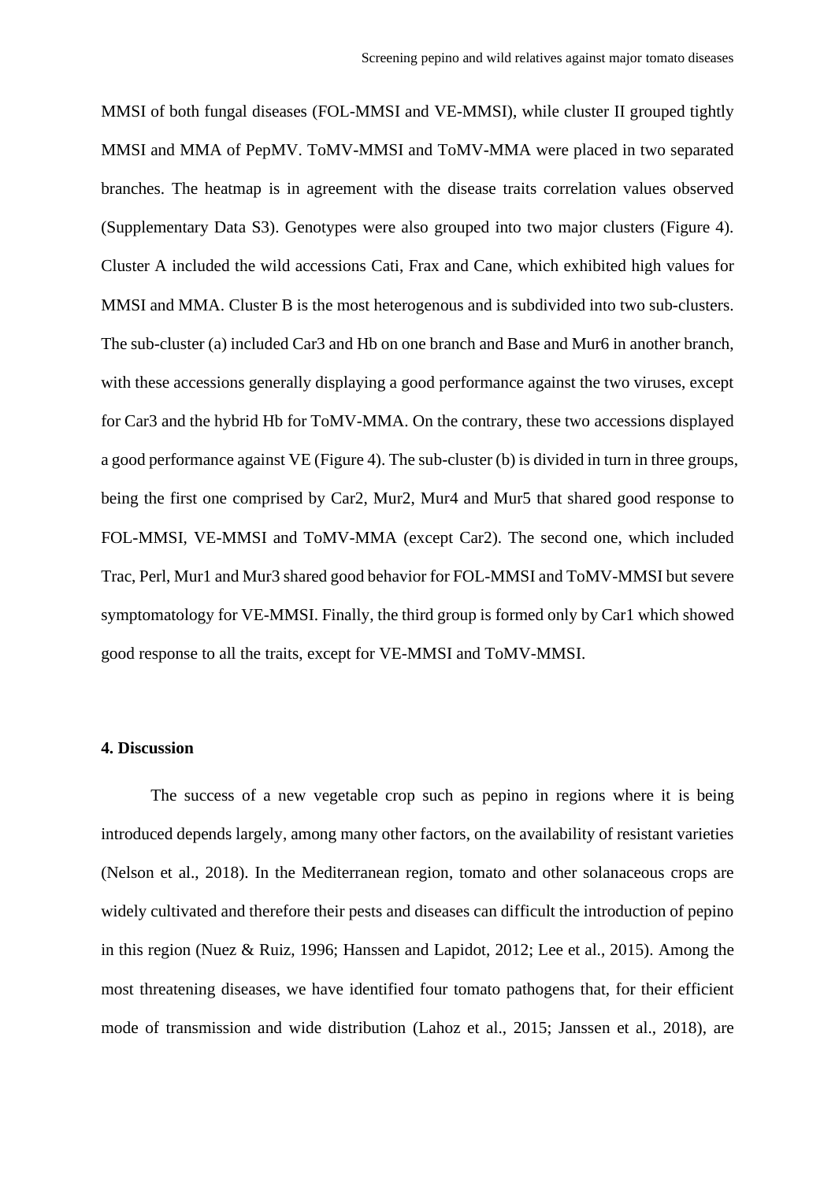MMSI of both fungal diseases (FOL-MMSI and VE-MMSI), while cluster II grouped tightly MMSI and MMA of PepMV. ToMV-MMSI and ToMV-MMA were placed in two separated branches. The heatmap is in agreement with the disease traits correlation values observed (Supplementary Data S3). Genotypes were also grouped into two major clusters (Figure 4). Cluster A included the wild accessions Cati, Frax and Cane, which exhibited high values for MMSI and MMA. Cluster B is the most heterogenous and is subdivided into two sub-clusters. The sub-cluster (a) included Car3 and Hb on one branch and Base and Mur6 in another branch, with these accessions generally displaying a good performance against the two viruses, except for Car3 and the hybrid Hb for ToMV-MMA. On the contrary, these two accessions displayed a good performance against VE (Figure 4). The sub-cluster (b) is divided in turn in three groups, being the first one comprised by Car2, Mur2, Mur4 and Mur5 that shared good response to FOL-MMSI, VE-MMSI and ToMV-MMA (except Car2). The second one, which included Trac, Perl, Mur1 and Mur3 shared good behavior for FOL-MMSI and ToMV-MMSI but severe symptomatology for VE-MMSI. Finally, the third group is formed only by Car1 which showed good response to all the traits, except for VE-MMSI and ToMV-MMSI.

## 4. Discussion

The success of a new vegetable crop such as pepino in regions where it is being introduced depends largely, among many other factors, on the availability of resistant varieties (Nelson et al., 2018). In the Mediterranean region, tomato and other solanaceous crops are widely cultivated and therefore their pests and diseases can difficult the introduction of pepino in this region (Nuez & Ruiz, 1996; Hanssen and Lapidot, 2012; Lee et al., 2015). Among the most threatening diseases, we have identified four tomato pathogens that, for their efficient mode of transmission and wide distribution (Lahoz et al., 2015; Janssen et al., 2018), are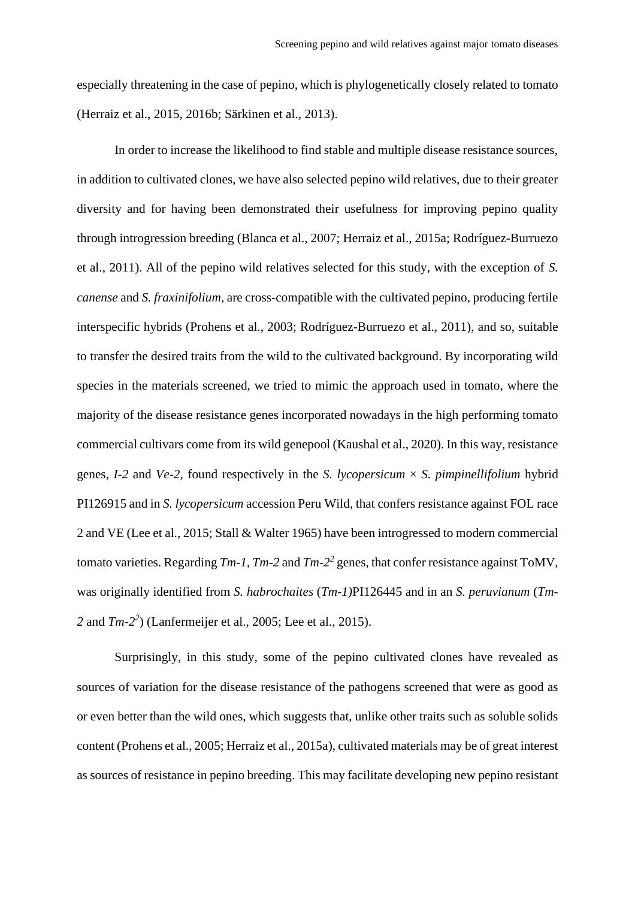especially threatening in the case of pepino, which is phylogenetically closely related to tomato (Herraiz et al., 2015, 2016b; Särkinen et al., 2013).

In order to increase the likelihood to find stable and multiple disease resistance sources, in addition to cultivated clones, we have also selected pepino wild relatives, due to their greater diversity and for having been demonstrated their usefulness for improving pepino quality through introgression breeding (Blanca et al., 2007; Herraiz et al., 2015a; Rodríguez-Burruezo et al., 2011). All of the pepino wild relatives selected for this study, with the exception of *S. canense* and *S. fraxinifolium*, are cross-compatible with the cultivated pepino, producing fertile interspecific hybrids (Prohens et al., 2003; Rodríguez-Burruezo et al., 2011), and so, suitable to transfer the desired traits from the wild to the cultivated background. By incorporating wild species in the materials screened, we tried to mimic the approach used in tomato, where the majority of the disease resistance genes incorporated nowadays in the high performing tomato commercial cultivars come from its wild genepool (Kaushal et al., 2020). In this way, resistance genes, *I-2* and *Ve-2*, found respectively in the *S. lycopersicum* × *S. pimpinellifolium* hybrid PI126915 and in *S. lycopersicum* accession Peru Wild, that confers resistance against FOL race 2 and VE (Lee et al., 2015; Stall & Walter 1965) have been introgressed to modern commercial tomato varieties. Regarding *Tm-1*, *Tm-2* and *Tm-2$^2$* genes, that confer resistance against ToMV, was originally identified from *S. habrochaites* (*Tm-1)*PI126445 and in an *S. peruvianum* (*Tm-2* and *Tm-2$^2$*) (Lanfermeijer et al., 2005; Lee et al., 2015).

Surprisingly, in this study, some of the pepino cultivated clones have revealed as sources of variation for the disease resistance of the pathogens screened that were as good as or even better than the wild ones, which suggests that, unlike other traits such as soluble solids content (Prohens et al., 2005; Herraiz et al., 2015a), cultivated materials may be of great interest as sources of resistance in pepino breeding. This may facilitate developing new pepino resistant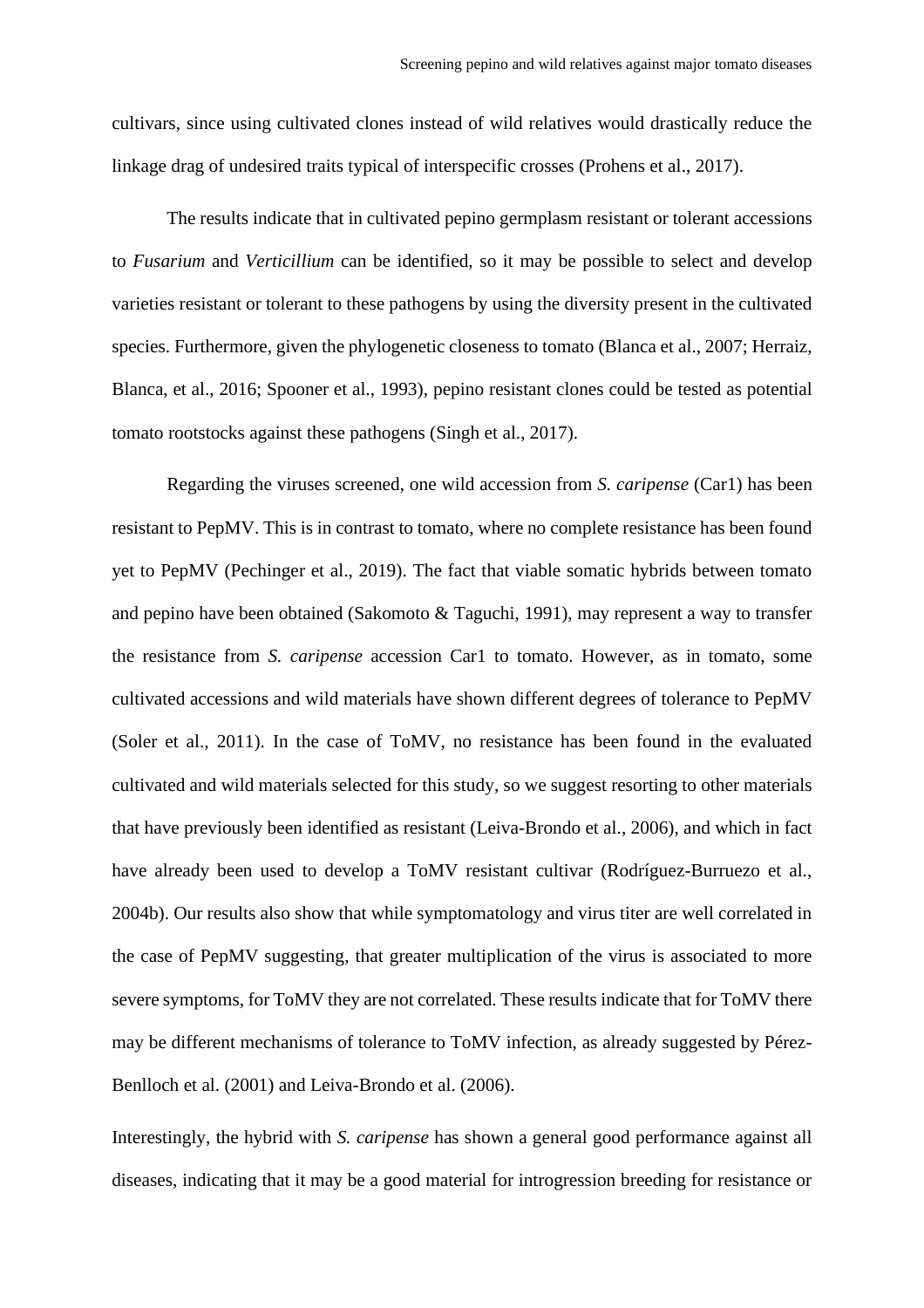cultivars, since using cultivated clones instead of wild relatives would drastically reduce the linkage drag of undesired traits typical of interspecific crosses (Prohens et al., 2017).

The results indicate that in cultivated pepino germplasm resistant or tolerant accessions to *Fusarium* and *Verticillium* can be identified, so it may be possible to select and develop varieties resistant or tolerant to these pathogens by using the diversity present in the cultivated species. Furthermore, given the phylogenetic closeness to tomato (Blanca et al., 2007; Herraiz, Blanca, et al., 2016; Spooner et al., 1993), pepino resistant clones could be tested as potential tomato rootstocks against these pathogens (Singh et al., 2017).

Regarding the viruses screened, one wild accession from *S. caripense* (Car1) has been resistant to PepMV. This is in contrast to tomato, where no complete resistance has been found yet to PepMV (Pechinger et al., 2019). The fact that viable somatic hybrids between tomato and pepino have been obtained (Sakomoto & Taguchi, 1991), may represent a way to transfer the resistance from *S. caripense* accession Car1 to tomato. However, as in tomato, some cultivated accessions and wild materials have shown different degrees of tolerance to PepMV (Soler et al., 2011). In the case of ToMV, no resistance has been found in the evaluated cultivated and wild materials selected for this study, so we suggest resorting to other materials that have previously been identified as resistant (Leiva-Brondo et al., 2006), and which in fact have already been used to develop a ToMV resistant cultivar (Rodríguez-Burruezo et al., 2004b). Our results also show that while symptomatology and virus titer are well correlated in the case of PepMV suggesting, that greater multiplication of the virus is associated to more severe symptoms, for ToMV they are not correlated. These results indicate that for ToMV there may be different mechanisms of tolerance to ToMV infection, as already suggested by Pérez-Benlloch et al. (2001) and Leiva-Brondo et al. (2006).

Interestingly, the hybrid with *S. caripense* has shown a general good performance against all diseases, indicating that it may be a good material for introgression breeding for resistance or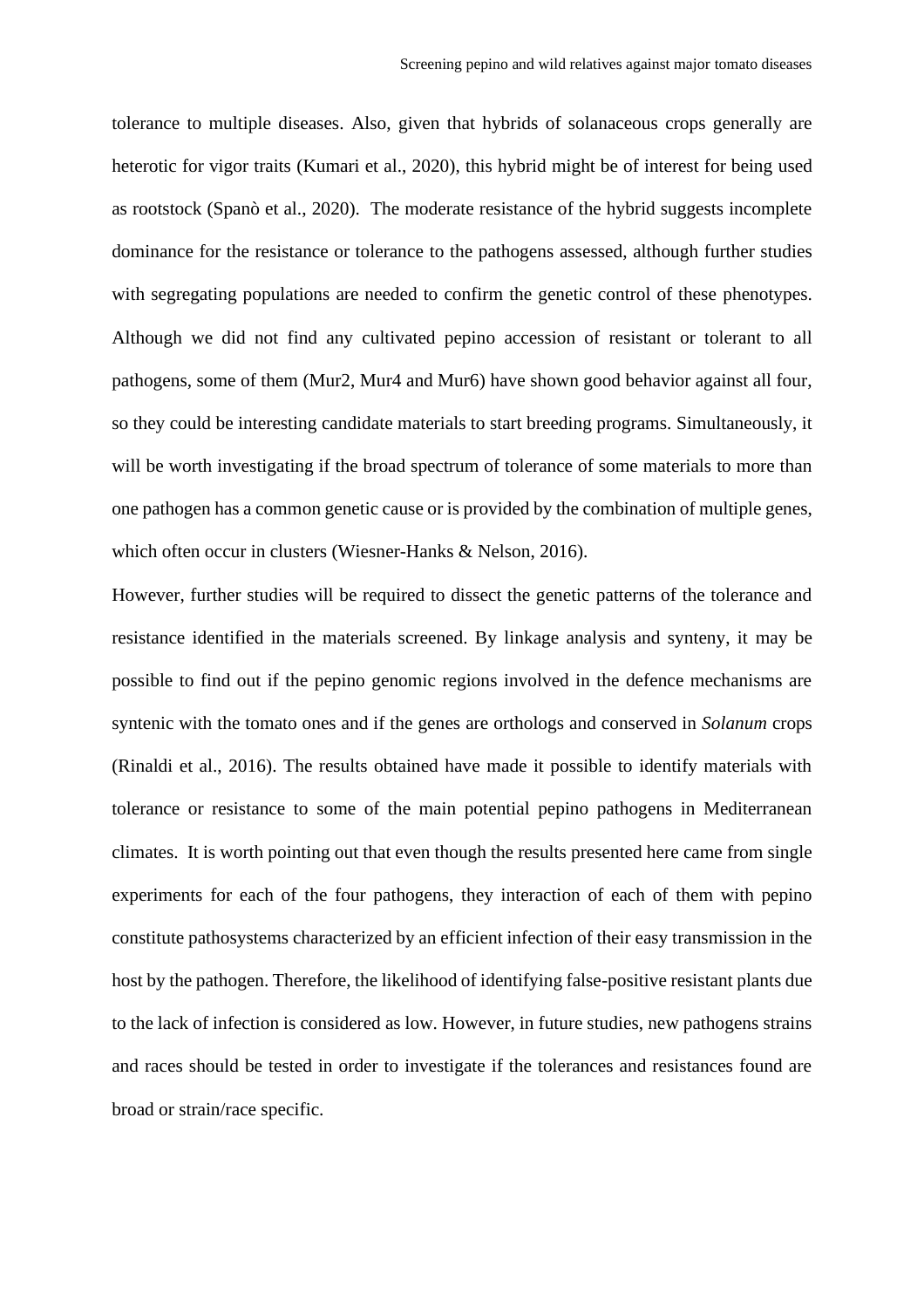tolerance to multiple diseases. Also, given that hybrids of solanaceous crops generally are heterotic for vigor traits (Kumari et al., 2020), this hybrid might be of interest for being used as rootstock (Spanò et al., 2020). The moderate resistance of the hybrid suggests incomplete dominance for the resistance or tolerance to the pathogens assessed, although further studies with segregating populations are needed to confirm the genetic control of these phenotypes. Although we did not find any cultivated pepino accession of resistant or tolerant to all pathogens, some of them (Mur2, Mur4 and Mur6) have shown good behavior against all four, so they could be interesting candidate materials to start breeding programs. Simultaneously, it will be worth investigating if the broad spectrum of tolerance of some materials to more than one pathogen has a common genetic cause or is provided by the combination of multiple genes, which often occur in clusters (Wiesner-Hanks & Nelson, 2016).

However, further studies will be required to dissect the genetic patterns of the tolerance and resistance identified in the materials screened. By linkage analysis and synteny, it may be possible to find out if the pepino genomic regions involved in the defence mechanisms are syntenic with the tomato ones and if the genes are orthologs and conserved in *Solanum* crops (Rinaldi et al., 2016). The results obtained have made it possible to identify materials with tolerance or resistance to some of the main potential pepino pathogens in Mediterranean climates. It is worth pointing out that even though the results presented here came from single experiments for each of the four pathogens, they interaction of each of them with pepino constitute pathosystems characterized by an efficient infection of their easy transmission in the host by the pathogen. Therefore, the likelihood of identifying false-positive resistant plants due to the lack of infection is considered as low. However, in future studies, new pathogens strains and races should be tested in order to investigate if the tolerances and resistances found are broad or strain/race specific.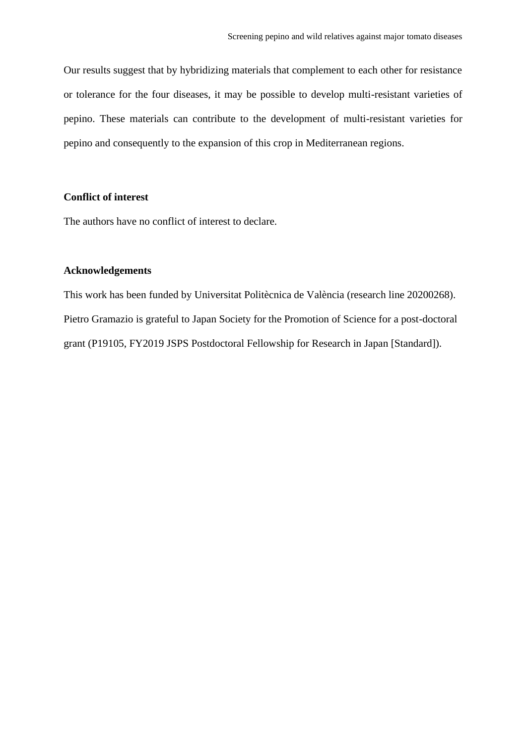Our results suggest that by hybridizing materials that complement to each other for resistance or tolerance for the four diseases, it may be possible to develop multi-resistant varieties of pepino. These materials can contribute to the development of multi-resistant varieties for pepino and consequently to the expansion of this crop in Mediterranean regions.

**Conflict of interest**

The authors have no conflict of interest to declare.

**Acknowledgements**

This work has been funded by Universitat Politècnica de València (research line 20200268). Pietro Gramazio is grateful to Japan Society for the Promotion of Science for a post-doctoral grant (P19105, FY2019 JSPS Postdoctoral Fellowship for Research in Japan [Standard]).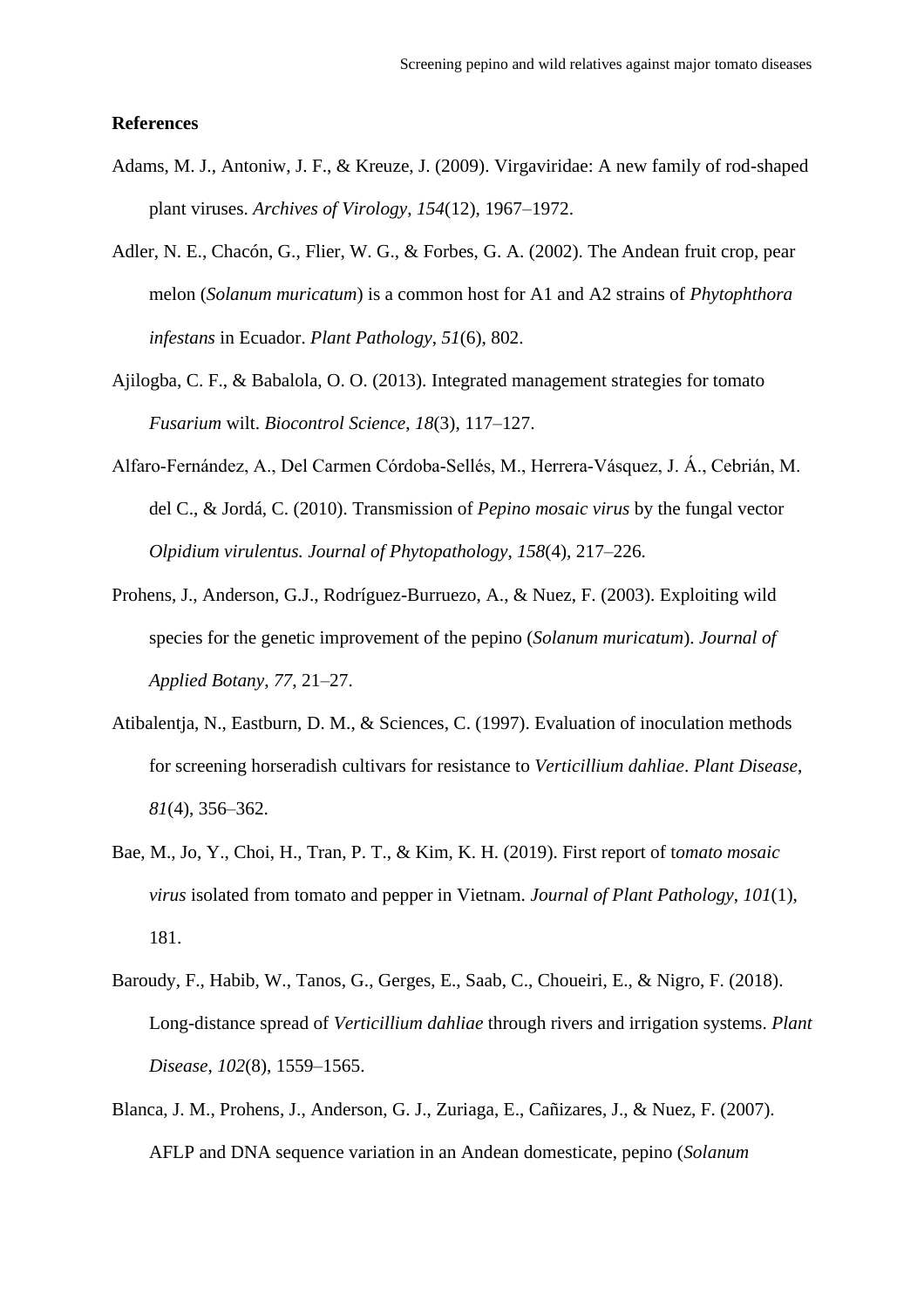**References**

Adams, M. J., Antoniw, J. F., & Kreuze, J. (2009). Virgaviridae: A new family of rod-shaped plant viruses. *Archives of Virology*, *154*(12), 1967–1972.

Adler, N. E., Chacón, G., Flier, W. G., & Forbes, G. A. (2002). The Andean fruit crop, pear melon (*Solanum muricatum*) is a common host for A1 and A2 strains of *Phytophthora infestans* in Ecuador. *Plant Pathology*, *51*(6), 802.

Ajilogba, C. F., & Babalola, O. O. (2013). Integrated management strategies for tomato *Fusarium* wilt. *Biocontrol Science*, *18*(3), 117–127.

Alfaro-Fernández, A., Del Carmen Córdoba-Sellés, M., Herrera-Vásquez, J. Á., Cebrián, M. del C., & Jordá, C. (2010). Transmission of *Pepino mosaic virus* by the fungal vector *Olpidium virulentus. Journal of Phytopathology*, *158*(4), 217–226.

Prohens, J., Anderson, G.J., Rodríguez-Burruezo, A., & Nuez, F. (2003). Exploiting wild species for the genetic improvement of the pepino (*Solanum muricatum*). *Journal of Applied Botany*, *77*, 21–27.

Atibalentja, N., Eastburn, D. M., & Sciences, C. (1997). Evaluation of inoculation methods for screening horseradish cultivars for resistance to *Verticillium dahliae*. *Plant Disease*, *81*(4), 356–362.

Bae, M., Jo, Y., Choi, H., Tran, P. T., & Kim, K. H. (2019). First report of t*omato mosaic virus* isolated from tomato and pepper in Vietnam. *Journal of Plant Pathology*, *101*(1), 181.

Baroudy, F., Habib, W., Tanos, G., Gerges, E., Saab, C., Choueiri, E., & Nigro, F. (2018). Long-distance spread of *Verticillium dahliae* through rivers and irrigation systems. *Plant Disease*, *102*(8), 1559–1565.

Blanca, J. M., Prohens, J., Anderson, G. J., Zuriaga, E., Cañizares, J., & Nuez, F. (2007). AFLP and DNA sequence variation in an Andean domesticate, pepino (*Solanum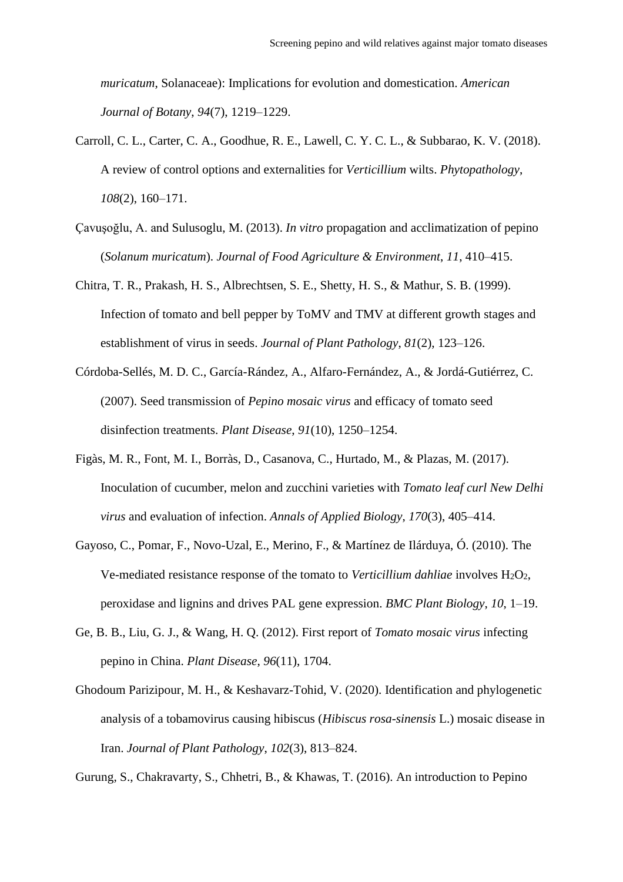*muricatum*, Solanaceae): Implications for evolution and domestication. *American Journal of Botany*, *94*(7), 1219–1229.

Carroll, C. L., Carter, C. A., Goodhue, R. E., Lawell, C. Y. C. L., & Subbarao, K. V. (2018). A review of control options and externalities for *Verticillium* wilts. *Phytopathology*, *108*(2), 160–171.

Çavuşoğlu, A. and Sulusoglu, M. (2013). *In vitro* propagation and acclimatization of pepino (*Solanum muricatum*). *Journal of Food Agriculture & Environment*, *11*, 410–415.

Chitra, T. R., Prakash, H. S., Albrechtsen, S. E., Shetty, H. S., & Mathur, S. B. (1999). Infection of tomato and bell pepper by ToMV and TMV at different growth stages and establishment of virus in seeds. *Journal of Plant Pathology*, *81*(2), 123–126.

Córdoba-Sellés, M. D. C., García-Rández, A., Alfaro-Fernández, A., & Jordá-Gutiérrez, C. (2007). Seed transmission of *Pepino mosaic virus* and efficacy of tomato seed disinfection treatments. *Plant Disease*, *91*(10), 1250–1254.

Figàs, M. R., Font, M. I., Borràs, D., Casanova, C., Hurtado, M., & Plazas, M. (2017). Inoculation of cucumber, melon and zucchini varieties with *Tomato leaf curl New Delhi virus* and evaluation of infection. *Annals of Applied Biology*, *170*(3), 405–414.

Gayoso, C., Pomar, F., Novo-Uzal, E., Merino, F., & Martínez de Ilárduya, Ó. (2010). The Ve-mediated resistance response of the tomato to *Verticillium dahliae* involves $H_2O_2$, peroxidase and lignins and drives PAL gene expression. *BMC Plant Biology*, *10*, 1–19.

Ge, B. B., Liu, G. J., & Wang, H. Q. (2012). First report of *Tomato mosaic virus* infecting pepino in China. *Plant Disease*, *96*(11), 1704.

Ghodoum Parizipour, M. H., & Keshavarz-Tohid, V. (2020). Identification and phylogenetic analysis of a tobamovirus causing hibiscus (*Hibiscus rosa-sinensis* L.) mosaic disease in Iran. *Journal of Plant Pathology*, *102*(3), 813–824.

Gurung, S., Chakravarty, S., Chhetri, B., & Khawas, T. (2016). An introduction to Pepino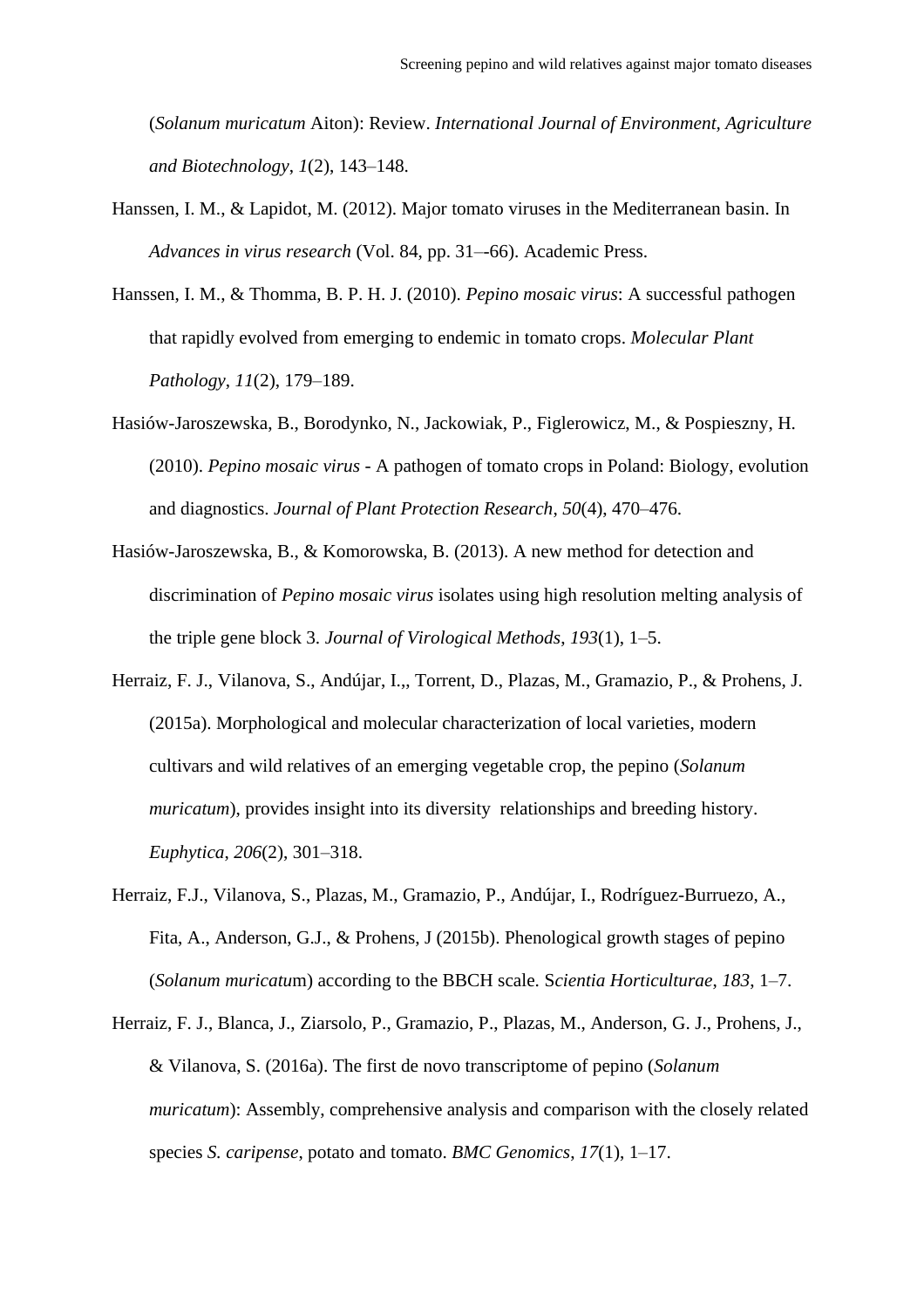(*Solanum muricatum* Aiton): Review. *International Journal of Environment, Agriculture and Biotechnology*, *1*(2), 143–148.

Hanssen, I. M., & Lapidot, M. (2012). Major tomato viruses in the Mediterranean basin. In *Advances in virus research* (Vol. 84, pp. 31–-66). Academic Press.

Hanssen, I. M., & Thomma, B. P. H. J. (2010). *Pepino mosaic virus*: A successful pathogen that rapidly evolved from emerging to endemic in tomato crops. *Molecular Plant Pathology*, *11*(2), 179–189.

Hasiów-Jaroszewska, B., Borodynko, N., Jackowiak, P., Figlerowicz, M., & Pospieszny, H. (2010). *Pepino mosaic virus* - A pathogen of tomato crops in Poland: Biology, evolution and diagnostics. *Journal of Plant Protection Research*, *50*(4), 470–476.

Hasiów-Jaroszewska, B., & Komorowska, B. (2013). A new method for detection and discrimination of *Pepino mosaic virus* isolates using high resolution melting analysis of the triple gene block 3. *Journal of Virological Methods*, *193*(1), 1–5.

Herraiz, F. J., Vilanova, S., Andújar, I.,, Torrent, D., Plazas, M., Gramazio, P., & Prohens, J. (2015a). Morphological and molecular characterization of local varieties, modern cultivars and wild relatives of an emerging vegetable crop, the pepino (*Solanum muricatum*), provides insight into its diversity relationships and breeding history. *Euphytica*, *206*(2), 301–318.

Herraiz, F.J., Vilanova, S., Plazas, M., Gramazio, P., Andújar, I., Rodríguez-Burruezo, A., Fita, A., Anderson, G.J., & Prohens, J (2015b). Phenological growth stages of pepino (*Solanum muricatu*m) according to the BBCH scale. S*cientia Horticulturae*, *183*, 1–7.

Herraiz, F. J., Blanca, J., Ziarsolo, P., Gramazio, P., Plazas, M., Anderson, G. J., Prohens, J., & Vilanova, S. (2016a). The first de novo transcriptome of pepino (*Solanum muricatum*): Assembly, comprehensive analysis and comparison with the closely related species *S. caripense*, potato and tomato. *BMC Genomics*, *17*(1), 1–17.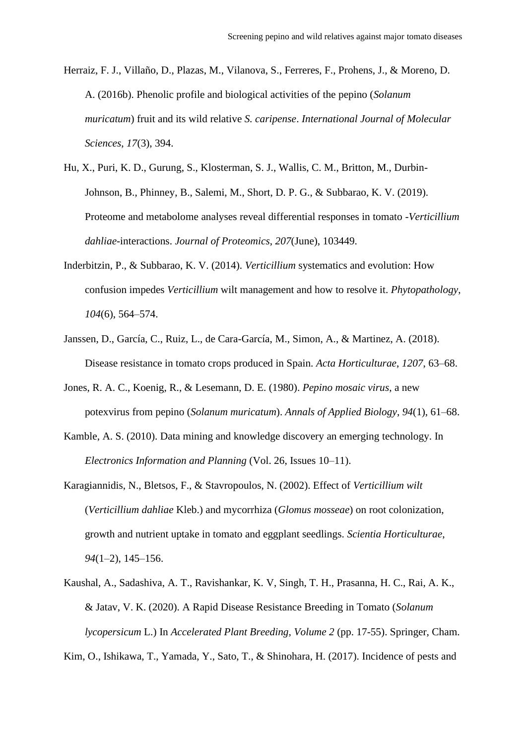Herraiz, F. J., Villaño, D., Plazas, M., Vilanova, S., Ferreres, F., Prohens, J., & Moreno, D. A. (2016b). Phenolic profile and biological activities of the pepino (*Solanum muricatum*) fruit and its wild relative *S. caripense*. *International Journal of Molecular Sciences*, *17*(3), 394.

Hu, X., Puri, K. D., Gurung, S., Klosterman, S. J., Wallis, C. M., Britton, M., Durbin-Johnson, B., Phinney, B., Salemi, M., Short, D. P. G., & Subbarao, K. V. (2019). Proteome and metabolome analyses reveal differential responses in tomato -*Verticillium dahliae*-interactions. *Journal of Proteomics*, *207*(June), 103449.

Inderbitzin, P., & Subbarao, K. V. (2014). *Verticillium* systematics and evolution: How confusion impedes *Verticillium* wilt management and how to resolve it. *Phytopathology*, *104*(6), 564–574.

Janssen, D., García, C., Ruiz, L., de Cara-García, M., Simon, A., & Martinez, A. (2018). Disease resistance in tomato crops produced in Spain. *Acta Horticulturae*, *1207*, 63–68.

Jones, R. A. C., Koenig, R., & Lesemann, D. E. (1980). *Pepino mosaic virus*, a new potexvirus from pepino (*Solanum muricatum*). *Annals of Applied Biology*, *94*(1), 61–68.

Kamble, A. S. (2010). Data mining and knowledge discovery an emerging technology. In *Electronics Information and Planning* (Vol. 26, Issues 10–11).

Karagiannidis, N., Bletsos, F., & Stavropoulos, N. (2002). Effect of *Verticillium wilt* (*Verticillium dahliae* Kleb.) and mycorrhiza (*Glomus mosseae*) on root colonization, growth and nutrient uptake in tomato and eggplant seedlings. *Scientia Horticulturae*, *94*(1–2), 145–156.

Kaushal, A., Sadashiva, A. T., Ravishankar, K. V, Singh, T. H., Prasanna, H. C., Rai, A. K., & Jatav, V. K. (2020). A Rapid Disease Resistance Breeding in Tomato (*Solanum lycopersicum* L.) In *Accelerated Plant Breeding, Volume 2* (pp. 17-55). Springer, Cham.

Kim, O., Ishikawa, T., Yamada, Y., Sato, T., & Shinohara, H. (2017). Incidence of pests and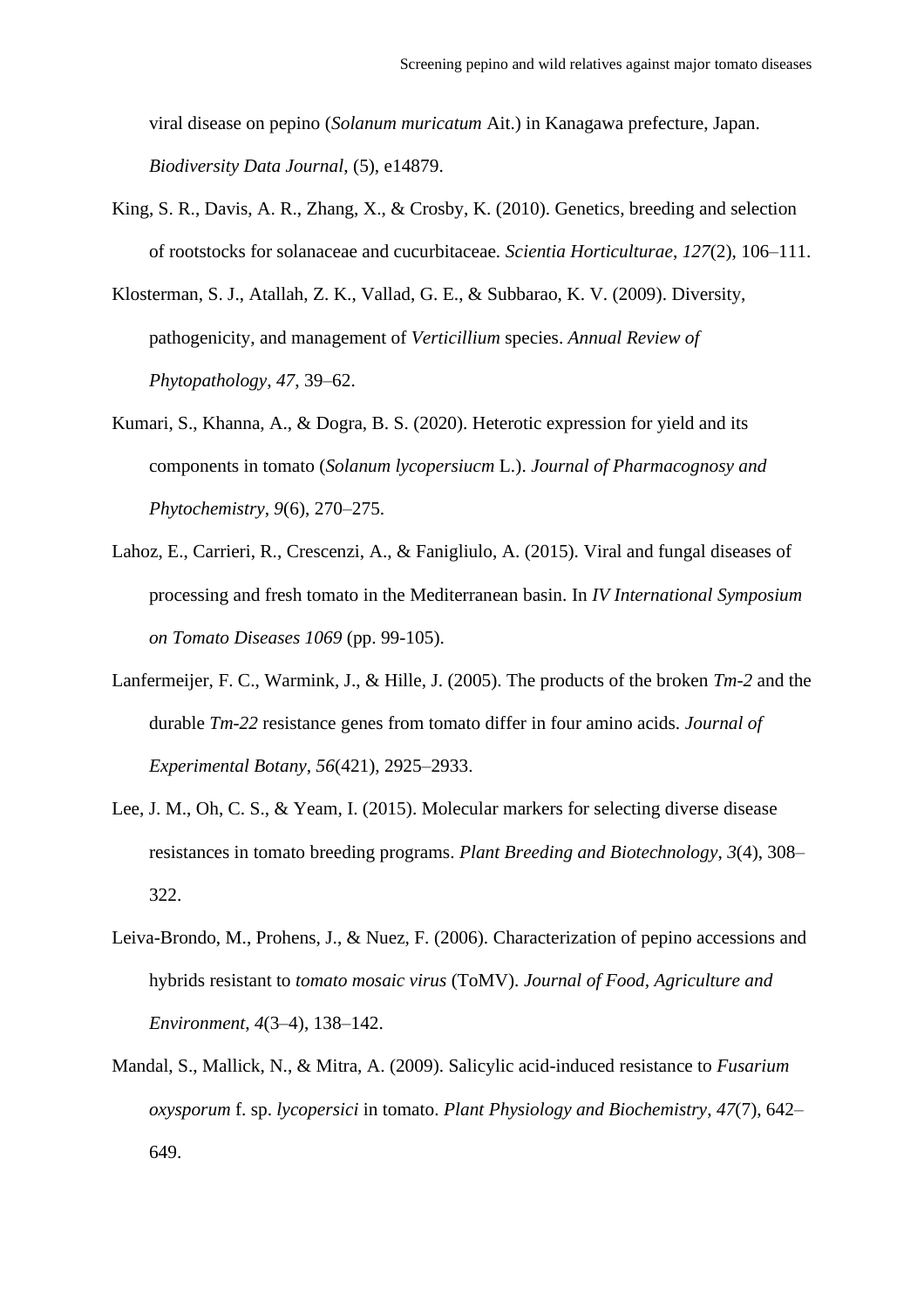viral disease on pepino (*Solanum muricatum* Ait.) in Kanagawa prefecture, Japan. *Biodiversity Data Journal*, (5), e14879.

King, S. R., Davis, A. R., Zhang, X., & Crosby, K. (2010). Genetics, breeding and selection of rootstocks for solanaceae and cucurbitaceae. *Scientia Horticulturae*, *127*(2), 106–111.

Klosterman, S. J., Atallah, Z. K., Vallad, G. E., & Subbarao, K. V. (2009). Diversity, pathogenicity, and management of *Verticillium* species. *Annual Review of Phytopathology*, *47*, 39–62.

Kumari, S., Khanna, A., & Dogra, B. S. (2020). Heterotic expression for yield and its components in tomato (*Solanum lycopersiucm* L.). *Journal of Pharmacognosy and Phytochemistry*, *9*(6), 270–275.

Lahoz, E., Carrieri, R., Crescenzi, A., & Fanigliulo, A. (2015). Viral and fungal diseases of processing and fresh tomato in the Mediterranean basin. In *IV International Symposium on Tomato Diseases 1069* (pp. 99-105).

Lanfermeijer, F. C., Warmink, J., & Hille, J. (2005). The products of the broken *Tm-2* and the durable *Tm-22* resistance genes from tomato differ in four amino acids. *Journal of Experimental Botany*, *56*(421), 2925–2933.

Lee, J. M., Oh, C. S., & Yeam, I. (2015). Molecular markers for selecting diverse disease resistances in tomato breeding programs. *Plant Breeding and Biotechnology*, *3*(4), 308–322.

Leiva-Brondo, M., Prohens, J., & Nuez, F. (2006). Characterization of pepino accessions and hybrids resistant to *tomato mosaic virus* (ToMV). *Journal of Food, Agriculture and Environment*, *4*(3–4), 138–142.

Mandal, S., Mallick, N., & Mitra, A. (2009). Salicylic acid-induced resistance to *Fusarium oxysporum* f. sp. *lycopersici* in tomato. *Plant Physiology and Biochemistry*, *47*(7), 642–649.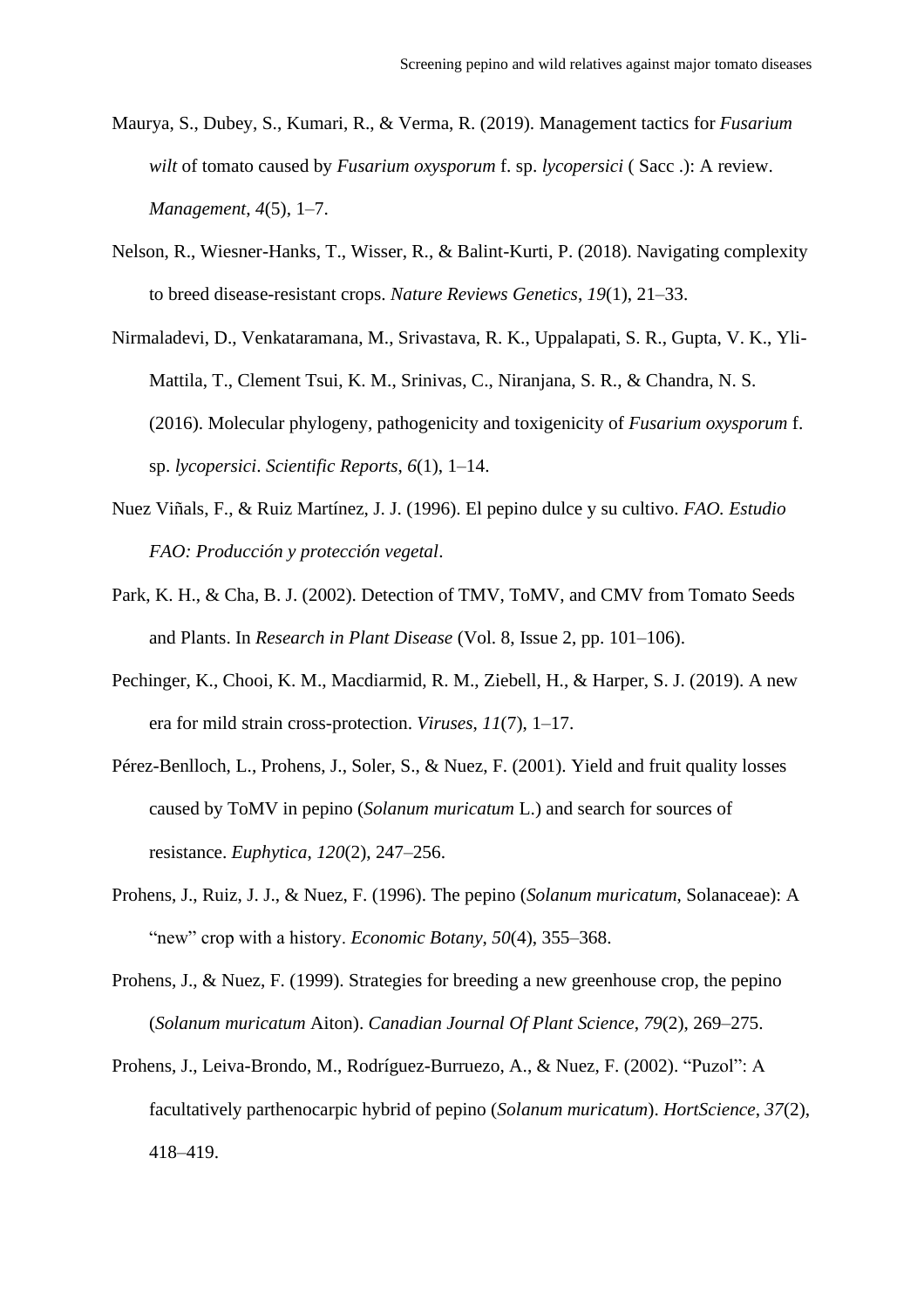Maurya, S., Dubey, S., Kumari, R., & Verma, R. (2019). Management tactics for *Fusarium wilt* of tomato caused by *Fusarium oxysporum* f. sp. *lycopersici* ( Sacc .): A review. *Management*, *4*(5), 1–7.

Nelson, R., Wiesner-Hanks, T., Wisser, R., & Balint-Kurti, P. (2018). Navigating complexity to breed disease-resistant crops. *Nature Reviews Genetics*, *19*(1), 21–33.

Nirmaladevi, D., Venkataramana, M., Srivastava, R. K., Uppalapati, S. R., Gupta, V. K., Yli-Mattila, T., Clement Tsui, K. M., Srinivas, C., Niranjana, S. R., & Chandra, N. S. (2016). Molecular phylogeny, pathogenicity and toxigenicity of *Fusarium oxysporum* f. sp. *lycopersici*. *Scientific Reports*, *6*(1), 1–14.

Nuez Viñals, F., & Ruiz Martínez, J. J. (1996). El pepino dulce y su cultivo. *FAO. Estudio FAO: Producción y protección vegetal*.

Park, K. H., & Cha, B. J. (2002). Detection of TMV, ToMV, and CMV from Tomato Seeds and Plants. In *Research in Plant Disease* (Vol. 8, Issue 2, pp. 101–106).

Pechinger, K., Chooi, K. M., Macdiarmid, R. M., Ziebell, H., & Harper, S. J. (2019). A new era for mild strain cross-protection. *Viruses*, *11*(7), 1–17.

Pérez-Benlloch, L., Prohens, J., Soler, S., & Nuez, F. (2001). Yield and fruit quality losses caused by ToMV in pepino (*Solanum muricatum* L.) and search for sources of resistance. *Euphytica*, *120*(2), 247–256.

Prohens, J., Ruiz, J. J., & Nuez, F. (1996). The pepino (*Solanum muricatum*, Solanaceae): A "new" crop with a history. *Economic Botany*, *50*(4), 355–368.

Prohens, J., & Nuez, F. (1999). Strategies for breeding a new greenhouse crop, the pepino (*Solanum muricatum* Aiton). *Canadian Journal Of Plant Science*, *79*(2), 269–275.

Prohens, J., Leiva-Brondo, M., Rodríguez-Burruezo, A., & Nuez, F. (2002). "Puzol": A facultatively parthenocarpic hybrid of pepino (*Solanum muricatum*). *HortScience*, *37*(2), 418–419.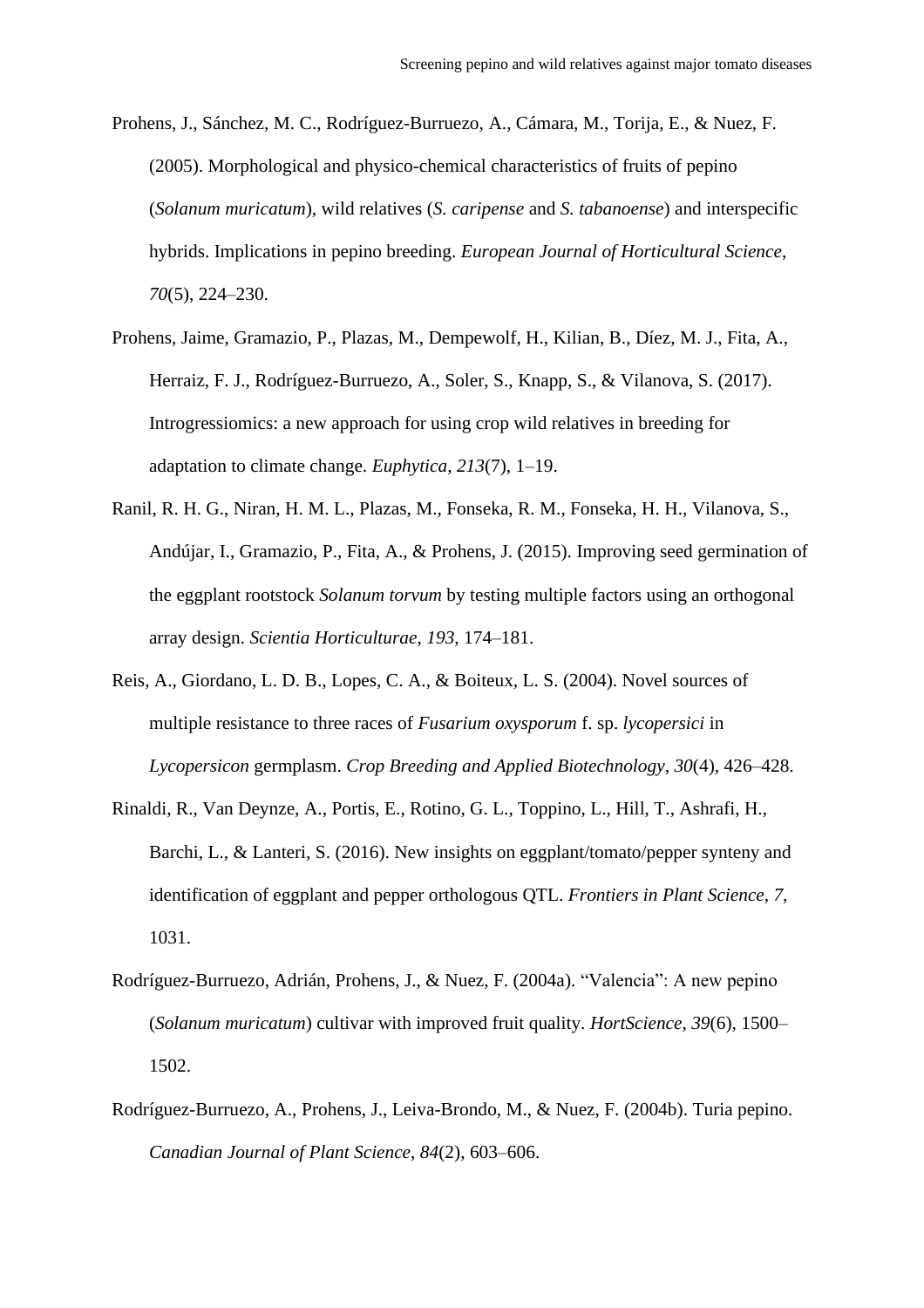Prohens, J., Sánchez, M. C., Rodríguez-Burruezo, A., Cámara, M., Torija, E., & Nuez, F. (2005). Morphological and physico-chemical characteristics of fruits of pepino (*Solanum muricatum*), wild relatives (*S. caripense* and *S. tabanoense*) and interspecific hybrids. Implications in pepino breeding. *European Journal of Horticultural Science*, *70*(5), 224–230.

Prohens, Jaime, Gramazio, P., Plazas, M., Dempewolf, H., Kilian, B., Díez, M. J., Fita, A., Herraiz, F. J., Rodríguez-Burruezo, A., Soler, S., Knapp, S., & Vilanova, S. (2017). Introgressiomics: a new approach for using crop wild relatives in breeding for adaptation to climate change. *Euphytica*, *213*(7), 1–19.

Ranil, R. H. G., Niran, H. M. L., Plazas, M., Fonseka, R. M., Fonseka, H. H., Vilanova, S., Andújar, I., Gramazio, P., Fita, A., & Prohens, J. (2015). Improving seed germination of the eggplant rootstock *Solanum torvum* by testing multiple factors using an orthogonal array design. *Scientia Horticulturae*, *193*, 174–181.

Reis, A., Giordano, L. D. B., Lopes, C. A., & Boiteux, L. S. (2004). Novel sources of multiple resistance to three races of *Fusarium oxysporum* f. sp. *lycopersici* in *Lycopersicon* germplasm. *Crop Breeding and Applied Biotechnology*, *30*(4), 426–428.

Rinaldi, R., Van Deynze, A., Portis, E., Rotino, G. L., Toppino, L., Hill, T., Ashrafi, H., Barchi, L., & Lanteri, S. (2016). New insights on eggplant/tomato/pepper synteny and identification of eggplant and pepper orthologous QTL. *Frontiers in Plant Science*, *7*, 1031.

Rodríguez-Burruezo, Adrián, Prohens, J., & Nuez, F. (2004a). "Valencia": A new pepino (*Solanum muricatum*) cultivar with improved fruit quality. *HortScience*, *39*(6), 1500–1502.

Rodríguez-Burruezo, A., Prohens, J., Leiva-Brondo, M., & Nuez, F. (2004b). Turia pepino. *Canadian Journal of Plant Science*, *84*(2), 603–606.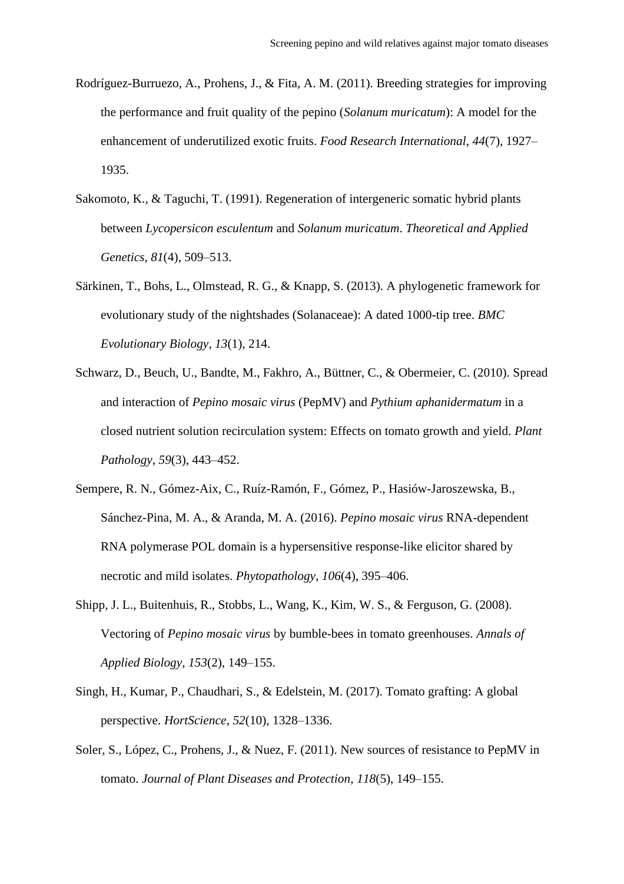Rodríguez-Burruezo, A., Prohens, J., & Fita, A. M. (2011). Breeding strategies for improving the performance and fruit quality of the pepino (*Solanum muricatum*): A model for the enhancement of underutilized exotic fruits. *Food Research International*, *44*(7), 1927–1935.

Sakomoto, K., & Taguchi, T. (1991). Regeneration of intergeneric somatic hybrid plants between *Lycopersicon esculentum* and *Solanum muricatum*. *Theoretical and Applied Genetics*, *81*(4), 509–513.

Särkinen, T., Bohs, L., Olmstead, R. G., & Knapp, S. (2013). A phylogenetic framework for evolutionary study of the nightshades (Solanaceae): A dated 1000-tip tree. *BMC Evolutionary Biology*, *13*(1), 214.

Schwarz, D., Beuch, U., Bandte, M., Fakhro, A., Büttner, C., & Obermeier, C. (2010). Spread and interaction of *Pepino mosaic virus* (PepMV) and *Pythium aphanidermatum* in a closed nutrient solution recirculation system: Effects on tomato growth and yield. *Plant Pathology*, *59*(3), 443–452.

Sempere, R. N., Gómez-Aix, C., Ruíz-Ramón, F., Gómez, P., Hasiów-Jaroszewska, B., Sánchez-Pina, M. A., & Aranda, M. A. (2016). *Pepino mosaic virus* RNA-dependent RNA polymerase POL domain is a hypersensitive response-like elicitor shared by necrotic and mild isolates. *Phytopathology*, *106*(4), 395–406.

Shipp, J. L., Buitenhuis, R., Stobbs, L., Wang, K., Kim, W. S., & Ferguson, G. (2008). Vectoring of *Pepino mosaic virus* by bumble-bees in tomato greenhouses. *Annals of Applied Biology*, *153*(2), 149–155.

Singh, H., Kumar, P., Chaudhari, S., & Edelstein, M. (2017). Tomato grafting: A global perspective. *HortScience*, *52*(10), 1328–1336.

Soler, S., López, C., Prohens, J., & Nuez, F. (2011). New sources of resistance to PepMV in tomato. *Journal of Plant Diseases and Protection*, *118*(5), 149–155.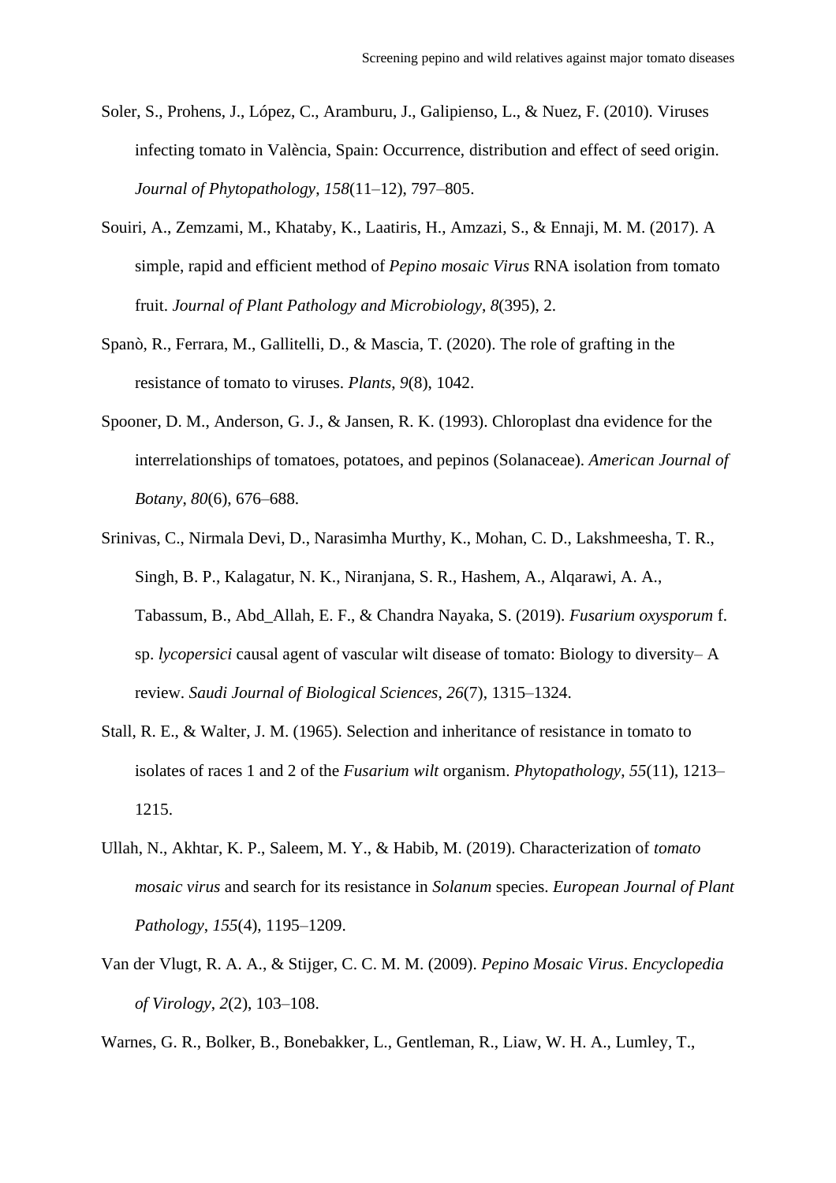Soler, S., Prohens, J., López, C., Aramburu, J., Galipienso, L., & Nuez, F. (2010). Viruses infecting tomato in València, Spain: Occurrence, distribution and effect of seed origin. *Journal of Phytopathology*, *158*(11–12), 797–805.

Souiri, A., Zemzami, M., Khataby, K., Laatiris, H., Amzazi, S., & Ennaji, M. M. (2017). A simple, rapid and efficient method of *Pepino mosaic Virus* RNA isolation from tomato fruit. *Journal of Plant Pathology and Microbiology*, *8*(395), 2.

Spanò, R., Ferrara, M., Gallitelli, D., & Mascia, T. (2020). The role of grafting in the resistance of tomato to viruses. *Plants*, *9*(8), 1042.

Spooner, D. M., Anderson, G. J., & Jansen, R. K. (1993). Chloroplast dna evidence for the interrelationships of tomatoes, potatoes, and pepinos (Solanaceae). *American Journal of Botany*, *80*(6), 676–688.

Srinivas, C., Nirmala Devi, D., Narasimha Murthy, K., Mohan, C. D., Lakshmeesha, T. R., Singh, B. P., Kalagatur, N. K., Niranjana, S. R., Hashem, A., Alqarawi, A. A., Tabassum, B., Abd_Allah, E. F., & Chandra Nayaka, S. (2019). *Fusarium oxysporum* f. sp. *lycopersici* causal agent of vascular wilt disease of tomato: Biology to diversity– A review. *Saudi Journal of Biological Sciences*, *26*(7), 1315–1324.

Stall, R. E., & Walter, J. M. (1965). Selection and inheritance of resistance in tomato to isolates of races 1 and 2 of the *Fusarium wilt* organism. *Phytopathology*, *55*(11), 1213–1215.

Ullah, N., Akhtar, K. P., Saleem, M. Y., & Habib, M. (2019). Characterization of *tomato mosaic virus* and search for its resistance in *Solanum* species. *European Journal of Plant Pathology*, *155*(4), 1195–1209.

Van der Vlugt, R. A. A., & Stijger, C. C. M. M. (2009). *Pepino Mosaic Virus*. *Encyclopedia of Virology*, *2*(2), 103–108.

Warnes, G. R., Bolker, B., Bonebakker, L., Gentleman, R., Liaw, W. H. A., Lumley, T.,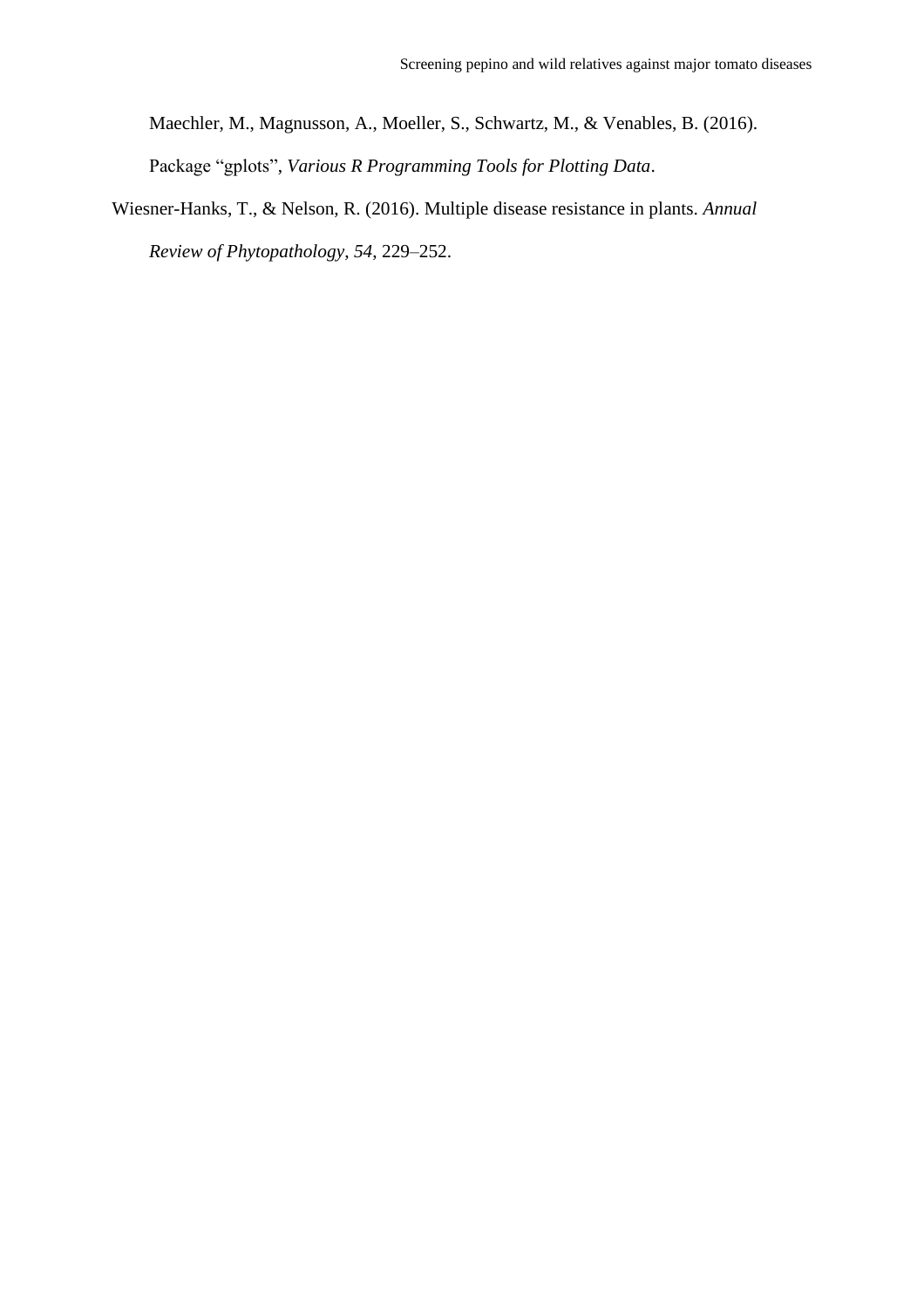Maechler, M., Magnusson, A., Moeller, S., Schwartz, M., & Venables, B. (2016). Package “gplots”, *Various R Programming Tools for Plotting Data*.

Wiesner-Hanks, T., & Nelson, R. (2016). Multiple disease resistance in plants. *Annual Review of Phytopathology*, *54*, 229–252.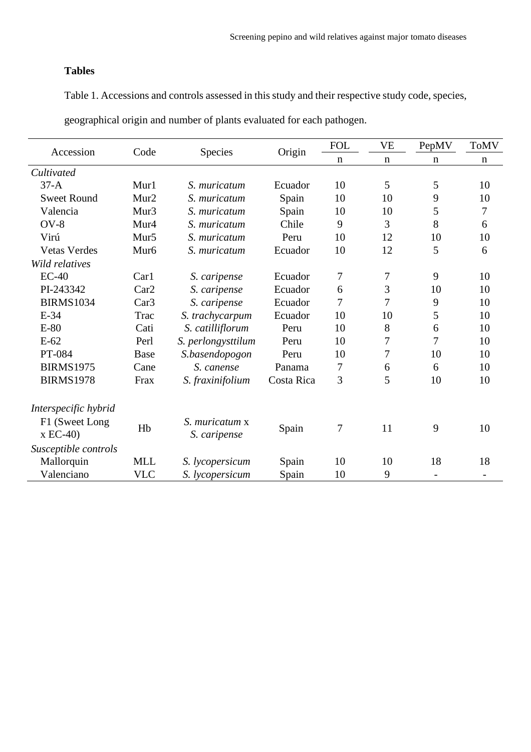## Tables

Table 1. Accessions and controls assessed in this study and their respective study code, species, geographical origin and number of plants evaluated for each pathogen.

| Accession | Code | Species | Origin | FOL | VE | PepMV | ToMV |
|---|---|---|---|---|---|---|---|
| | | | | n | n | n | n |
| *Cultivated* | | | | | | | |
| 37-A | Mur1 | *S. muricatum* | Ecuador | 10 | 5 | 5 | 10 |
| Sweet Round | Mur2 | *S. muricatum* | Spain | 10 | 10 | 9 | 10 |
| Valencia | Mur3 | *S. muricatum* | Spain | 10 | 10 | 5 | 7 |
| OV-8 | Mur4 | *S. muricatum* | Chile | 9 | 3 | 8 | 6 |
| Virú | Mur5 | *S. muricatum* | Peru | 10 | 12 | 10 | 10 |
| Vetas Verdes | Mur6 | *S. muricatum* | Ecuador | 10 | 12 | 5 | 6 |
| *Wild relatives* | | | | | | | |
| EC-40 | Car1 | *S. caripense* | Ecuador | 7 | 7 | 9 | 10 |
| PI-243342 | Car2 | *S. caripense* | Ecuador | 6 | 3 | 10 | 10 |
| BIRMS1034 | Car3 | *S. caripense* | Ecuador | 7 | 7 | 9 | 10 |
| E-34 | Trac | *S. trachycarpum* | Ecuador | 10 | 10 | 5 | 10 |
| E-80 | Cati | *S. catilliflorum* | Peru | 10 | 8 | 6 | 10 |
| E-62 | Perl | *S. perlongysttilum* | Peru | 10 | 7 | 7 | 10 |
| PT-084 | Base | *S.basendopogon* | Peru | 10 | 7 | 10 | 10 |
| BIRMS1975 | Cane | *S. canense* | Panama | 7 | 6 | 6 | 10 |
| BIRMS1978 | Frax | *S. fraxinifolium* | Costa Rica | 3 | 5 | 10 | 10 |
| *Interspecific hybrid* | | | | | | | |
| F1 (Sweet Long x EC-40) | Hb | *S. muricatum* x *S. caripense* | Spain | 7 | 11 | 9 | 10 |
| *Susceptible controls* | | | | | | | |
| Mallorquin | MLL | *S. lycopersicum* | Spain | 10 | 10 | 18 | 18 |
| Valenciano | VLC | *S. lycopersicum* | Spain | 10 | 9 | - | - |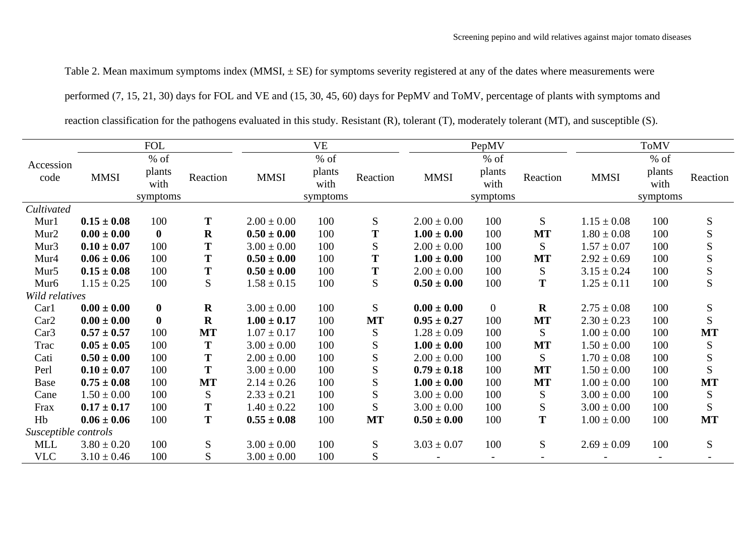Table 2. Mean maximum symptoms index (MMSI, ± SE) for symptoms severity registered at any of the dates where measurements were performed (7, 15, 21, 30) days for FOL and VE and (15, 30, 45, 60) days for PepMV and ToMV, percentage of plants with symptoms and reaction classification for the pathogens evaluated in this study. Resistant (R), tolerant (T), moderately tolerant (MT), and susceptible (S).

| Accession code | FOL | | | VE | | | PepMV | | | ToMV | | |
|---|---|---|---|---|---|---|---|---|---|---|---|---|
| | MMSI | % of plants with symptoms | Reaction | MMSI | % of plants with symptoms | Reaction | MMSI | % of plants with symptoms | Reaction | MMSI | % of plants with symptoms | Reaction |
| *Cultivated* | | | | | | | | | | | | |
| Mur1 | **0.15 ± 0.08** | 100 | **T** | 2.00 ± 0.00 | 100 | S | 2.00 ± 0.00 | 100 | S | 1.15 ± 0.08 | 100 | S |
| Mur2 | **0.00 ± 0.00** | **0** | **R** | **0.50 ± 0.00** | 100 | **T** | **1.00 ± 0.00** | 100 | **MT** | 1.80 ± 0.08 | 100 | S |
| Mur3 | **0.10 ± 0.07** | 100 | **T** | 3.00 ± 0.00 | 100 | S | 2.00 ± 0.00 | 100 | S | 1.57 ± 0.07 | 100 | S |
| Mur4 | **0.06 ± 0.06** | 100 | **T** | **0.50 ± 0.00** | 100 | **T** | **1.00 ± 0.00** | 100 | **MT** | 2.92 ± 0.69 | 100 | S |
| Mur5 | **0.15 ± 0.08** | 100 | **T** | **0.50 ± 0.00** | 100 | **T** | 2.00 ± 0.00 | 100 | S | 3.15 ± 0.24 | 100 | S |
| Mur6 | 1.15 ± 0.25 | 100 | S | 1.58 ± 0.15 | 100 | S | **0.50 ± 0.00** | 100 | **T** | 1.25 ± 0.11 | 100 | S |
| *Wild relatives* | | | | | | | | | | | | |
| Car1 | **0.00 ± 0.00** | **0** | **R** | 3.00 ± 0.00 | 100 | S | **0.00 ± 0.00** | 0 | **R** | 2.75 ± 0.08 | 100 | S |
| Car2 | **0.00 ± 0.00** | **0** | **R** | **1.00 ± 0.17** | 100 | **MT** | **0.95 ± 0.27** | 100 | **MT** | 2.30 ± 0.23 | 100 | S |
| Car3 | **0.57 ± 0.57** | 100 | **MT** | 1.07 ± 0.17 | 100 | S | 1.28 ± 0.09 | 100 | S | 1.00 ± 0.00 | 100 | **MT** |
| Trac | **0.05 ± 0.05** | 100 | **T** | 3.00 ± 0.00 | 100 | S | **1.00 ± 0.00** | 100 | **MT** | 1.50 ± 0.00 | 100 | S |
| Cati | **0.50 ± 0.00** | 100 | **T** | 2.00 ± 0.00 | 100 | S | 2.00 ± 0.00 | 100 | S | 1.70 ± 0.08 | 100 | S |
| Perl | **0.10 ± 0.07** | 100 | **T** | 3.00 ± 0.00 | 100 | S | **0.79 ± 0.18** | 100 | **MT** | 1.50 ± 0.00 | 100 | S |
| Base | **0.75 ± 0.08** | 100 | **MT** | 2.14 ± 0.26 | 100 | S | **1.00 ± 0.00** | 100 | **MT** | 1.00 ± 0.00 | 100 | **MT** |
| Cane | 1.50 ± 0.00 | 100 | S | 2.33 ± 0.21 | 100 | S | 3.00 ± 0.00 | 100 | S | 3.00 ± 0.00 | 100 | S |
| Frax | **0.17 ± 0.17** | 100 | **T** | 1.40 ± 0.22 | 100 | S | 3.00 ± 0.00 | 100 | S | 3.00 ± 0.00 | 100 | S |
| Hb | **0.06 ± 0.06** | 100 | **T** | **0.55 ± 0.08** | 100 | **MT** | **0.50 ± 0.00** | 100 | **T** | 1.00 ± 0.00 | 100 | **MT** |
| *Susceptible controls* | | | | | | | | | | | | |
| MLL | 3.80 ± 0.20 | 100 | S | 3.00 ± 0.00 | 100 | S | 3.03 ± 0.07 | 100 | S | 2.69 ± 0.09 | 100 | S |
| VLC | 3.10 ± 0.46 | 100 | S | 3.00 ± 0.00 | 100 | S | - | - | - | - | - | - |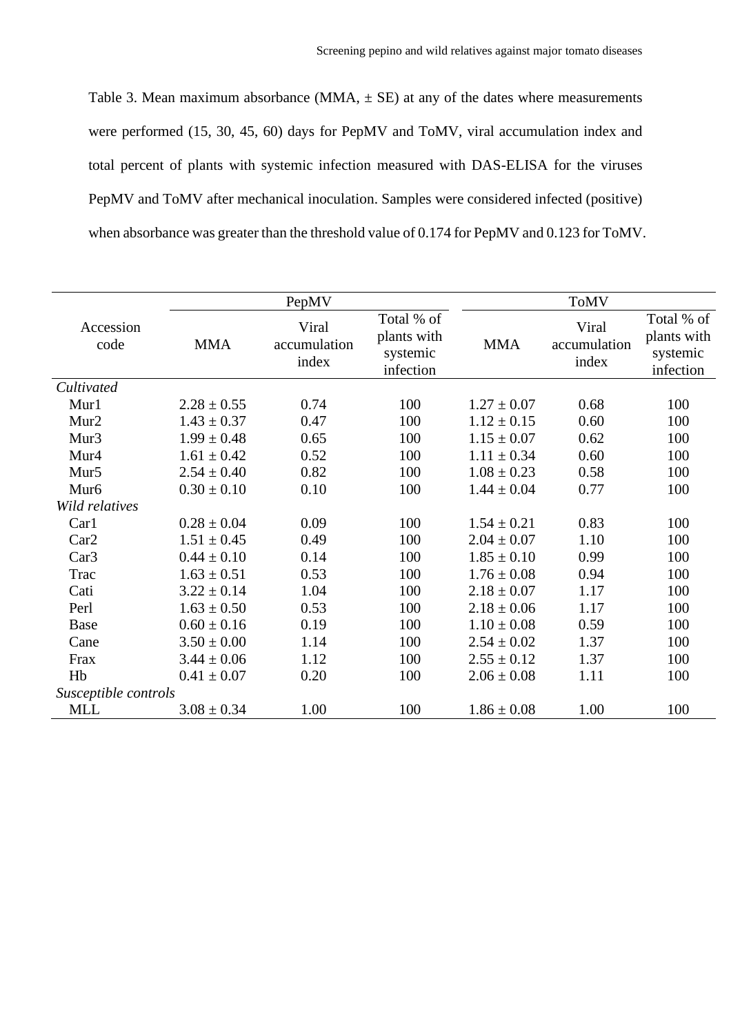Table 3. Mean maximum absorbance (MMA, ± SE) at any of the dates where measurements were performed (15, 30, 45, 60) days for PepMV and ToMV, viral accumulation index and total percent of plants with systemic infection measured with DAS-ELISA for the viruses PepMV and ToMV after mechanical inoculation. Samples were considered infected (positive) when absorbance was greater than the threshold value of 0.174 for PepMV and 0.123 for ToMV.

| Accession code | PepMV | | | ToMV | | |
|---|---|---|---|---|---|---|
| | MMA | Viral accumulation index | Total % of plants with systemic infection | MMA | Viral accumulation index | Total % of plants with systemic infection |
| *Cultivated* | | | | | | |
| Mur1 | 2.28 ± 0.55 | 0.74 | 100 | 1.27 ± 0.07 | 0.68 | 100 |
| Mur2 | 1.43 ± 0.37 | 0.47 | 100 | 1.12 ± 0.15 | 0.60 | 100 |
| Mur3 | 1.99 ± 0.48 | 0.65 | 100 | 1.15 ± 0.07 | 0.62 | 100 |
| Mur4 | 1.61 ± 0.42 | 0.52 | 100 | 1.11 ± 0.34 | 0.60 | 100 |
| Mur5 | 2.54 ± 0.40 | 0.82 | 100 | 1.08 ± 0.23 | 0.58 | 100 |
| Mur6 | 0.30 ± 0.10 | 0.10 | 100 | 1.44 ± 0.04 | 0.77 | 100 |
| *Wild relatives* | | | | | | |
| Car1 | 0.28 ± 0.04 | 0.09 | 100 | 1.54 ± 0.21 | 0.83 | 100 |
| Car2 | 1.51 ± 0.45 | 0.49 | 100 | 2.04 ± 0.07 | 1.10 | 100 |
| Car3 | 0.44 ± 0.10 | 0.14 | 100 | 1.85 ± 0.10 | 0.99 | 100 |
| Trac | 1.63 ± 0.51 | 0.53 | 100 | 1.76 ± 0.08 | 0.94 | 100 |
| Cati | 3.22 ± 0.14 | 1.04 | 100 | 2.18 ± 0.07 | 1.17 | 100 |
| Perl | 1.63 ± 0.50 | 0.53 | 100 | 2.18 ± 0.06 | 1.17 | 100 |
| Base | 0.60 ± 0.16 | 0.19 | 100 | 1.10 ± 0.08 | 0.59 | 100 |
| Cane | 3.50 ± 0.00 | 1.14 | 100 | 2.54 ± 0.02 | 1.37 | 100 |
| Frax | 3.44 ± 0.06 | 1.12 | 100 | 2.55 ± 0.12 | 1.37 | 100 |
| Hb | 0.41 ± 0.07 | 0.20 | 100 | 2.06 ± 0.08 | 1.11 | 100 |
| *Susceptible controls* | | | | | | |
| MLL | 3.08 ± 0.34 | 1.00 | 100 | 1.86 ± 0.08 | 1.00 | 100 |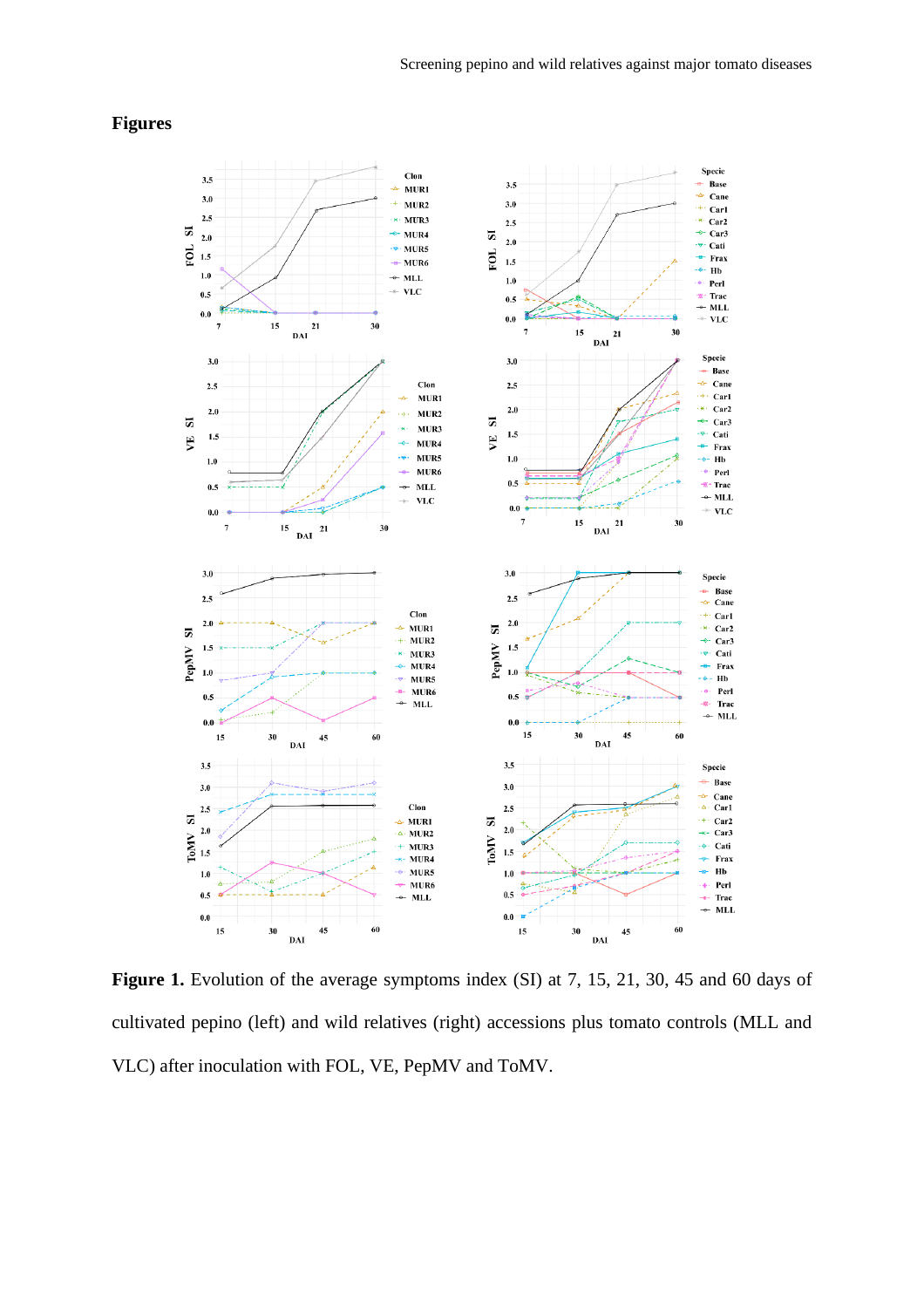# Figures

**Figure 1.** Evolution of the average symptoms index (SI) at 7, 15, 21, 30, 45 and 60 days of cultivated pepino (left) and wild relatives (right) accessions plus tomato controls (MLL and VLC) after inoculation with FOL, VE, PepMV and ToMV.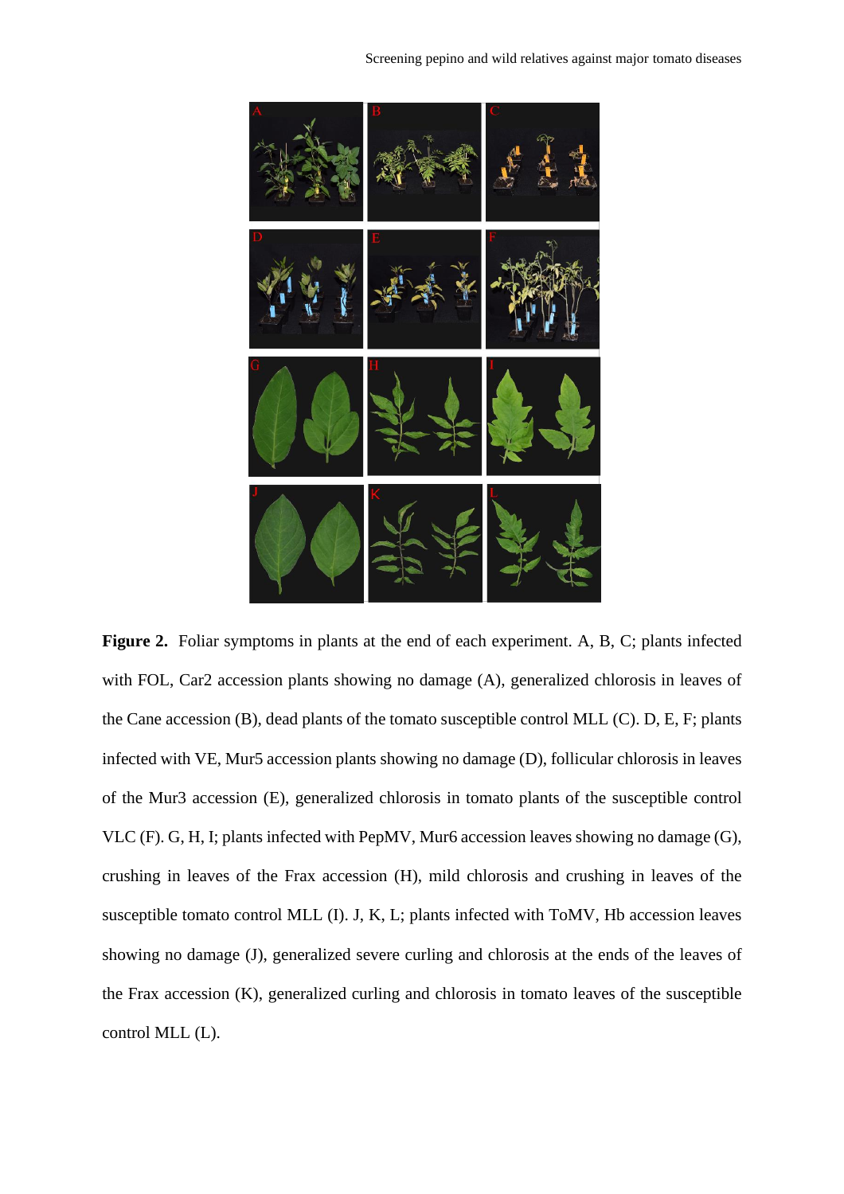**Figure 2.** Foliar symptoms in plants at the end of each experiment. A, B, C; plants infected with FOL, Car2 accession plants showing no damage (A), generalized chlorosis in leaves of the Cane accession (B), dead plants of the tomato susceptible control MLL (C). D, E, F; plants infected with VE, Mur5 accession plants showing no damage (D), follicular chlorosis in leaves of the Mur3 accession (E), generalized chlorosis in tomato plants of the susceptible control VLC (F). G, H, I; plants infected with PepMV, Mur6 accession leaves showing no damage (G), crushing in leaves of the Frax accession (H), mild chlorosis and crushing in leaves of the susceptible tomato control MLL (I). J, K, L; plants infected with ToMV, Hb accession leaves showing no damage (J), generalized severe curling and chlorosis at the ends of the leaves of the Frax accession (K), generalized curling and chlorosis in tomato leaves of the susceptible control MLL (L).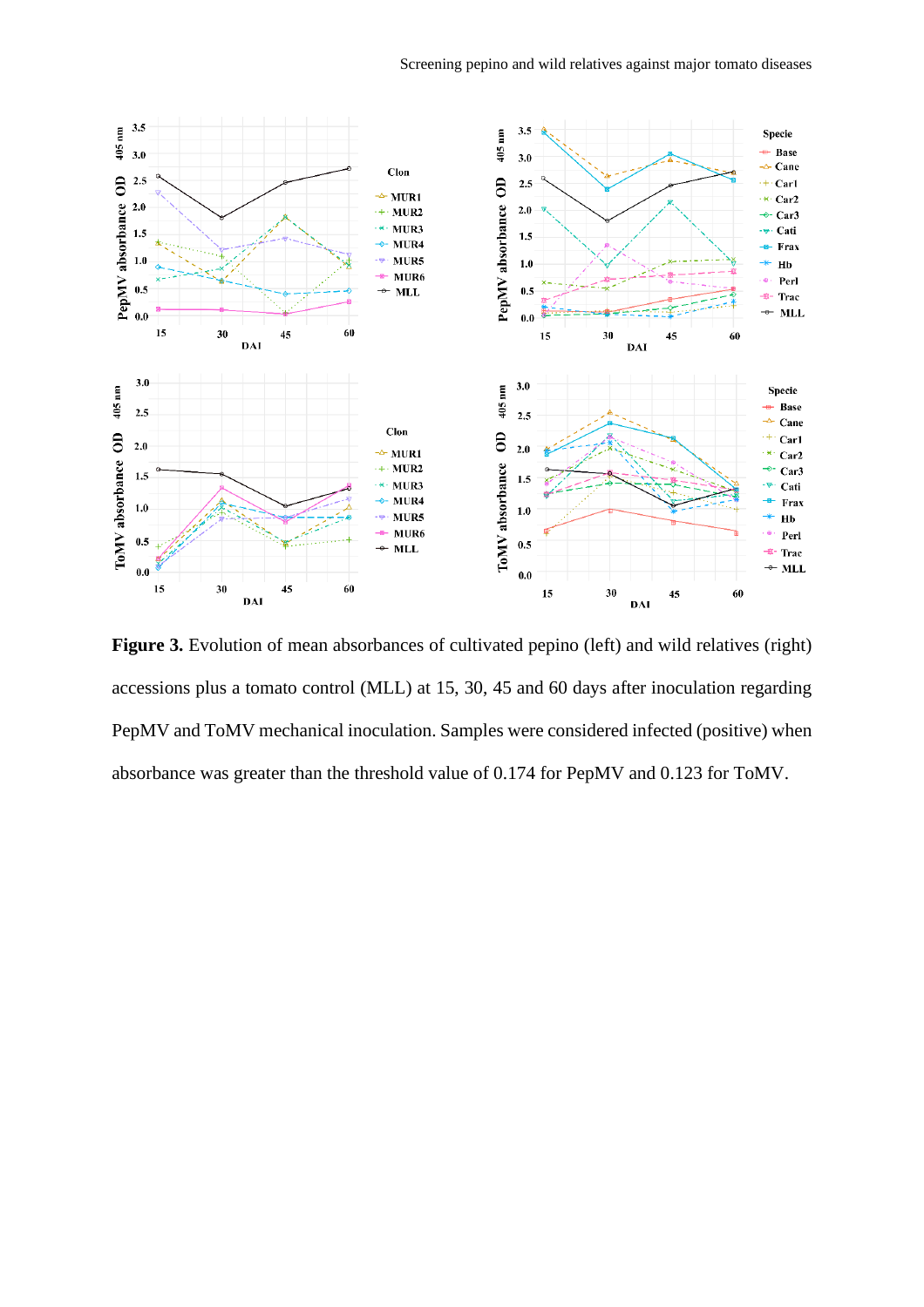**Figure 3.** Evolution of mean absorbances of cultivated pepino (left) and wild relatives (right) accessions plus a tomato control (MLL) at 15, 30, 45 and 60 days after inoculation regarding PepMV and ToMV mechanical inoculation. Samples were considered infected (positive) when absorbance was greater than the threshold value of 0.174 for PepMV and 0.123 for ToMV.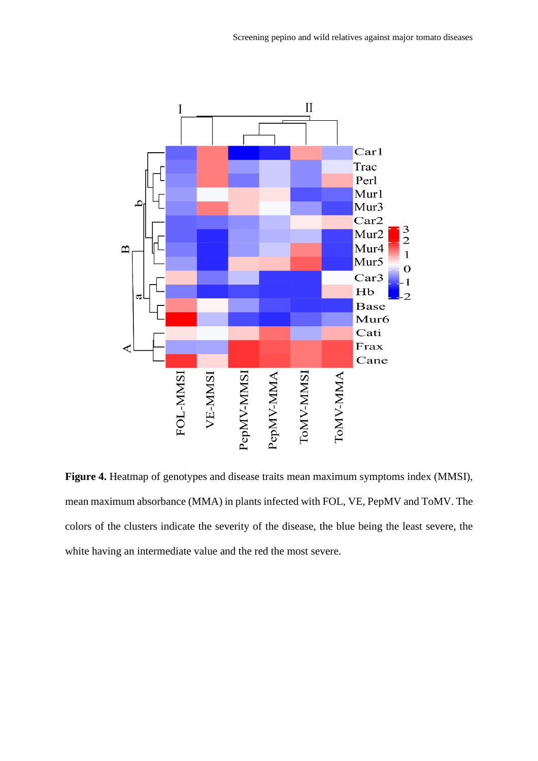I

II

Car1
Trac
Perl
Mur1
Mur3
Car2
Mur2
Mur4
Mur5
Car3
Hb
Base
Mur6
Cati
Frax
Cane

b
a
B
A

3
2
1
0
-1
-2

FOL-MMSI
VE-MMSI
PepMV-MMSI
PepMV-MMA
ToMV-MMSI
ToMV-MMA

**Figure 4.** Heatmap of genotypes and disease traits mean maximum symptoms index (MMSI), mean maximum absorbance (MMA) in plants infected with FOL, VE, PepMV and ToMV. The colors of the clusters indicate the severity of the disease, the blue being the least severe, the white having an intermediate value and the red the most severe.